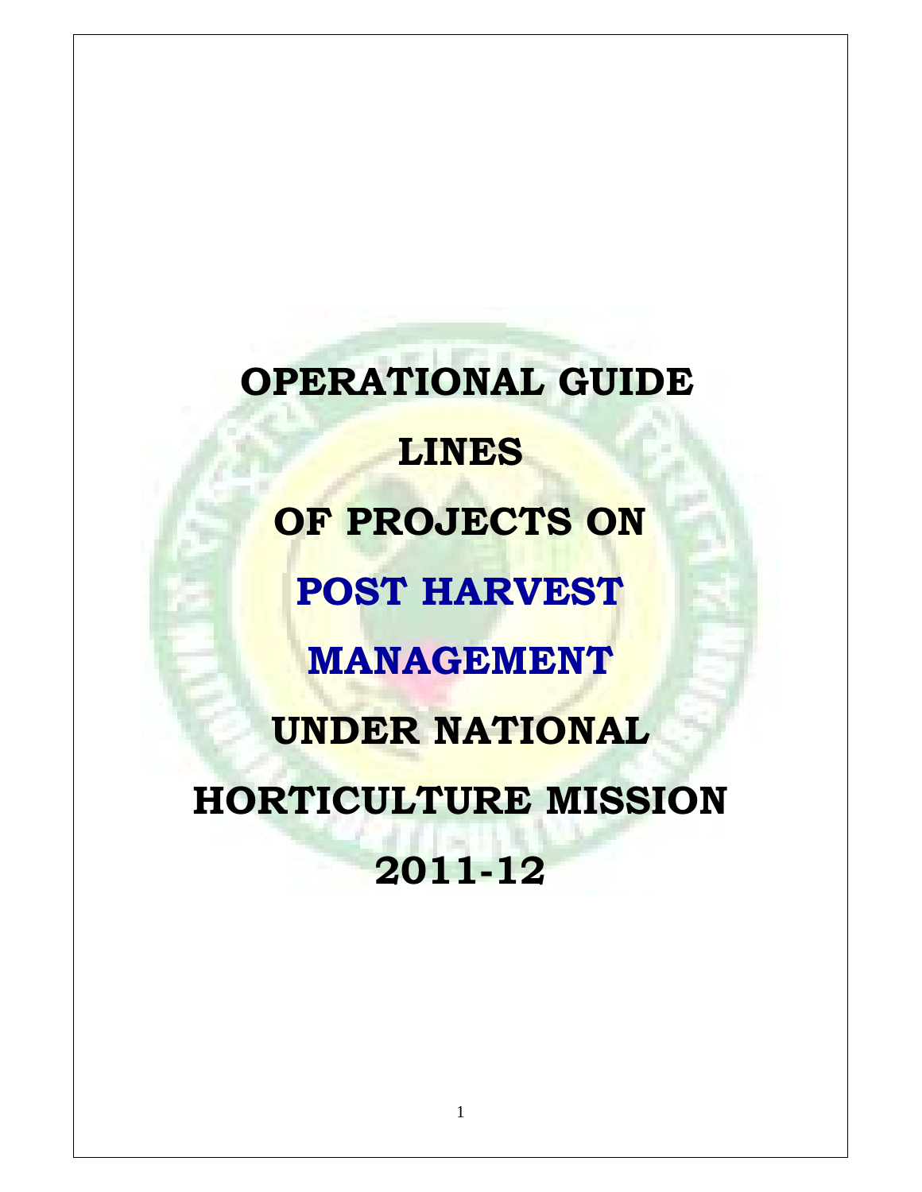# OPERATIONAL GUIDE LINES OF PROJECTS ON POST HARVEST MANAGEMENT UNDER NATIONAL HORTICULTURE MISSION 2011-12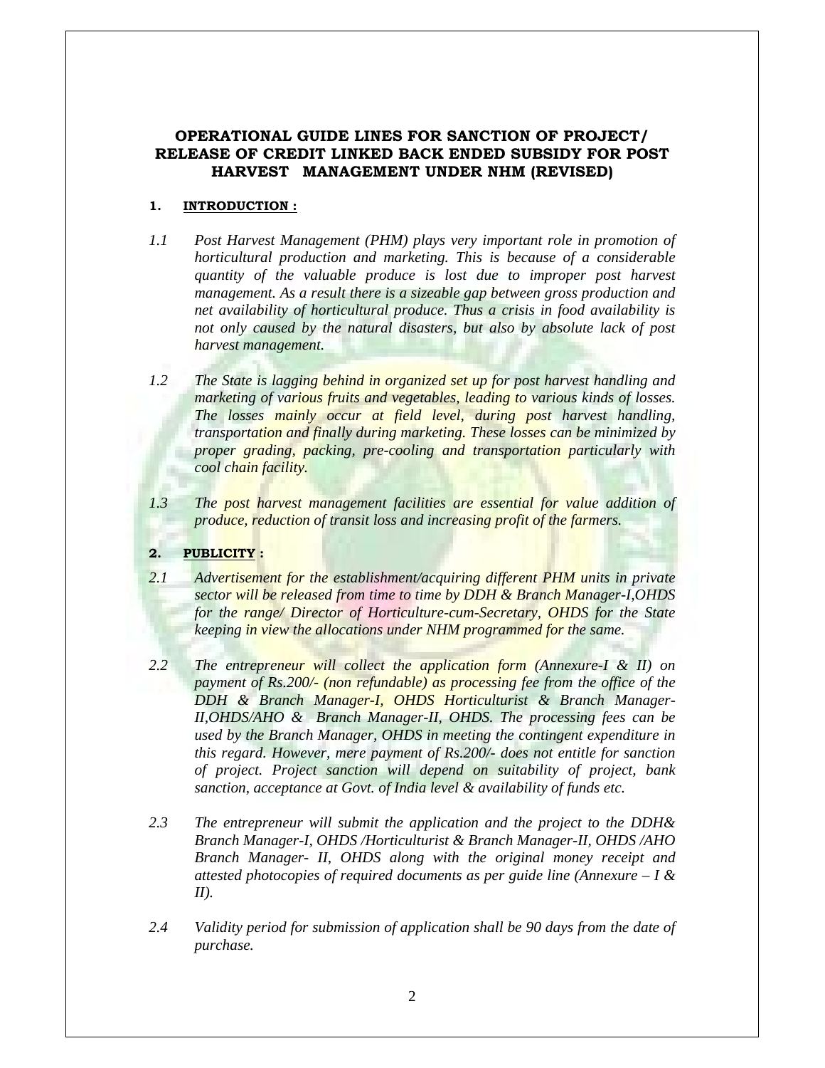## OPERATIONAL GUIDE LINES FOR SANCTION OF PROJECT/ RELEASE OF CREDIT LINKED BACK ENDED SUBSIDY FOR POST HARVEST MANAGEMENT UNDER NHM (REVISED)

### 1. INTRODUCTION :

1.1 *Post Harvest Management (PHM) plays very important role in promotion of horticultural production and marketing. This is because of a considerable quantity of the valuable produce is lost due to improper post harvest management. As a result there is a sizeable gap between gross production and net availability of horticultural produce. Thus a crisis in food availability is not only caused by the natural disasters, but also by absolute lack of post harvest management.*

1.2 *The State is lagging behind in organized set up for post harvest handling and marketing of various fruits and vegetables, leading to various kinds of losses. The losses mainly occur at field level, during post harvest handling, transportation and finally during marketing. These losses can be minimized by proper grading, packing, pre-cooling and transportation particularly with cool chain facility.*

1.3 *The post harvest management facilities are essential for value addition of produce, reduction of transit loss and increasing profit of the farmers.*

### 2. PUBLICITY :

2.1 *Advertisement for the establishment/acquiring different PHM units in private sector will be released from time to time by DDH & Branch Manager-I,OHDS for the range/ Director of Horticulture-cum-Secretary, OHDS for the State keeping in view the allocations under NHM programmed for the same.*

2.2 *The entrepreneur will collect the application form (Annexure-I & II) on payment of Rs.200/- (non refundable) as processing fee from the office of the DDH & Branch Manager-I, OHDS Horticulturist & Branch Manager-II,OHDS/AHO & Branch Manager-II, OHDS. The processing fees can be used by the Branch Manager, OHDS in meeting the contingent expenditure in this regard. However, mere payment of Rs.200/- does not entitle for sanction of project. Project sanction will depend on suitability of project, bank sanction, acceptance at Govt. of India level & availability of funds etc.*

2.3 *The entrepreneur will submit the application and the project to the DDH& Branch Manager-I, OHDS /Horticulturist & Branch Manager-II, OHDS /AHO Branch Manager- II, OHDS along with the original money receipt and attested photocopies of required documents as per guide line (Annexure – I & II).*

2.4 *Validity period for submission of application shall be 90 days from the date of purchase.*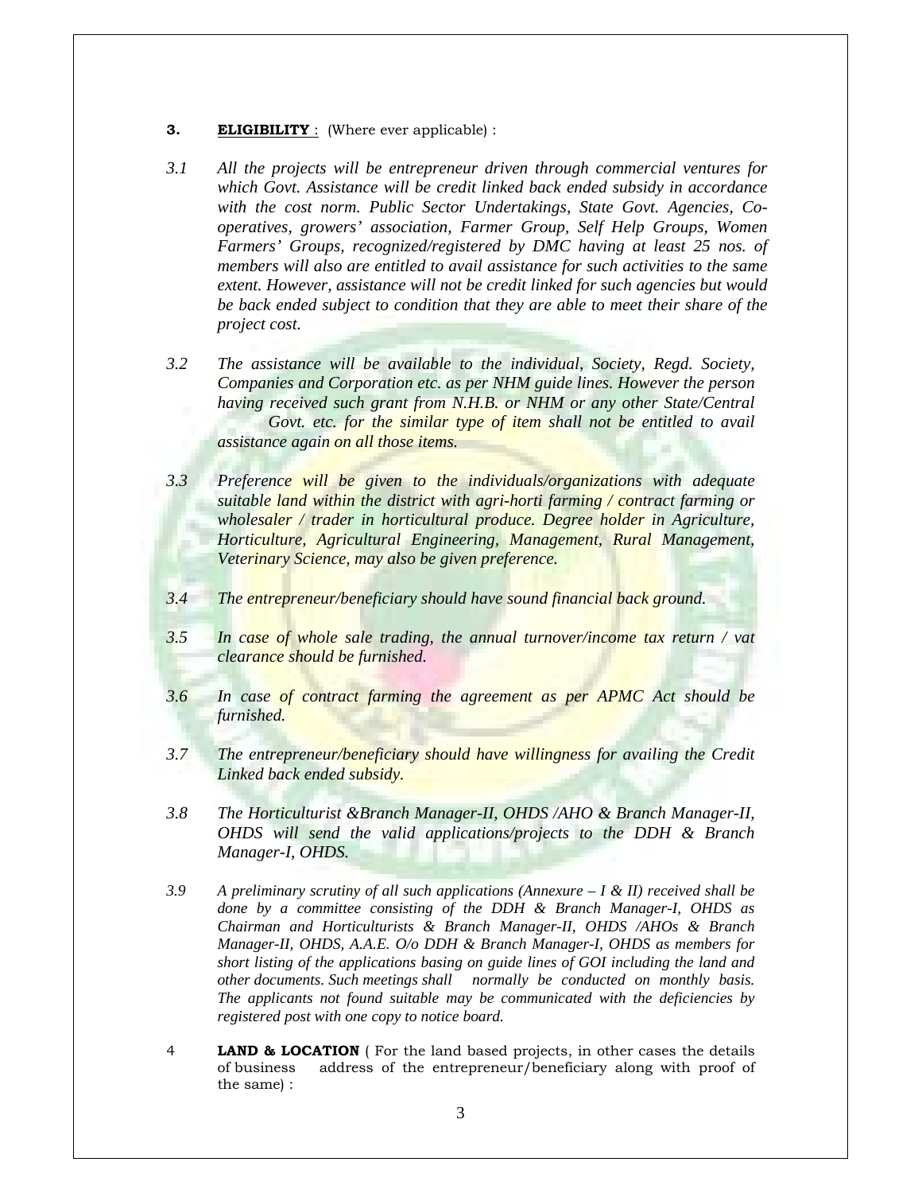**3. ELIGIBILITY** : (Where ever applicable) :

*3.1 All the projects will be entrepreneur driven through commercial ventures for which Govt. Assistance will be credit linked back ended subsidy in accordance with the cost norm. Public Sector Undertakings, State Govt. Agencies, Co-operatives, growers' association, Farmer Group, Self Help Groups, Women Farmers' Groups, recognized/registered by DMC having at least 25 nos. of members will also are entitled to avail assistance for such activities to the same extent. However, assistance will not be credit linked for such agencies but would be back ended subject to condition that they are able to meet their share of the project cost.*

*3.2 The assistance will be available to the individual, Society, Regd. Society, Companies and Corporation etc. as per NHM guide lines. However the person having received such grant from N.H.B. or NHM or any other State/Central Govt. etc. for the similar type of item shall not be entitled to avail assistance again on all those items.*

*3.3 Preference will be given to the individuals/organizations with adequate suitable land within the district with agri-horti farming / contract farming or wholesaler / trader in horticultural produce. Degree holder in Agriculture, Horticulture, Agricultural Engineering, Management, Rural Management, Veterinary Science, may also be given preference.*

*3.4 The entrepreneur/beneficiary should have sound financial back ground.*

*3.5 In case of whole sale trading, the annual turnover/income tax return / vat clearance should be furnished.*

*3.6 In case of contract farming the agreement as per APMC Act should be furnished.*

*3.7 The entrepreneur/beneficiary should have willingness for availing the Credit Linked back ended subsidy.*

*3.8 The Horticulturist &Branch Manager-II, OHDS /AHO & Branch Manager-II, OHDS will send the valid applications/projects to the DDH & Branch Manager-I, OHDS.*

*3.9 A preliminary scrutiny of all such applications (Annexure – I & II) received shall be done by a committee consisting of the DDH & Branch Manager-I, OHDS as Chairman and Horticulturists & Branch Manager-II, OHDS /AHOs & Branch Manager-II, OHDS, A.A.E. O/o DDH & Branch Manager-I, OHDS as members for short listing of the applications basing on guide lines of GOI including the land and other documents. Such meetings shall normally be conducted on monthly basis. The applicants not found suitable may be communicated with the deficiencies by registered post with one copy to notice board.*

4 **LAND & LOCATION** ( For the land based projects, in other cases the details of business address of the entrepreneur/beneficiary along with proof of the same) :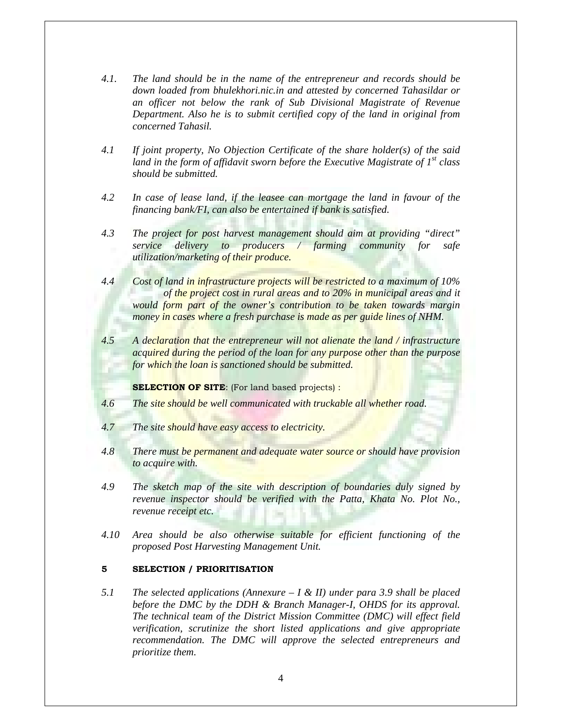4.1. *The land should be in the name of the entrepreneur and records should be down loaded from bhulekhori.nic.in and attested by concerned Tahasildar or an officer not below the rank of Sub Divisional Magistrate of Revenue Department. Also he is to submit certified copy of the land in original from concerned Tahasil.*

4.1 *If joint property, No Objection Certificate of the share holder(s) of the said land in the form of affidavit sworn before the Executive Magistrate of 1st class should be submitted.*

4.2 *In case of lease land, if the leasee can mortgage the land in favour of the financing bank/FI, can also be entertained if bank is satisfied.*

4.3 *The project for post harvest management should aim at providing "direct" service delivery to producers / farming community for safe utilization/marketing of their produce.*

4.4 *Cost of land in infrastructure projects will be restricted to a maximum of 10% of the project cost in rural areas and to 20% in municipal areas and it would form part of the owner's contribution to be taken towards margin money in cases where a fresh purchase is made as per guide lines of NHM.*

4.5 *A declaration that the entrepreneur will not alienate the land / infrastructure acquired during the period of the loan for any purpose other than the purpose for which the loan is sanctioned should be submitted.*

**SELECTION OF SITE**: (For land based projects) :

4.6 *The site should be well communicated with truckable all whether road.*

4.7 *The site should have easy access to electricity.*

4.8 *There must be permanent and adequate water source or should have provision to acquire with.*

4.9 *The sketch map of the site with description of boundaries duly signed by revenue inspector should be verified with the Patta, Khata No. Plot No., revenue receipt etc.*

4.10 *Area should be also otherwise suitable for efficient functioning of the proposed Post Harvesting Management Unit.*

## 5 SELECTION / PRIORITISATION

5.1 *The selected applications (Annexure – I & II) under para 3.9 shall be placed before the DMC by the DDH & Branch Manager-I, OHDS for its approval. The technical team of the District Mission Committee (DMC) will effect field verification, scrutinize the short listed applications and give appropriate recommendation. The DMC will approve the selected entrepreneurs and prioritize them.*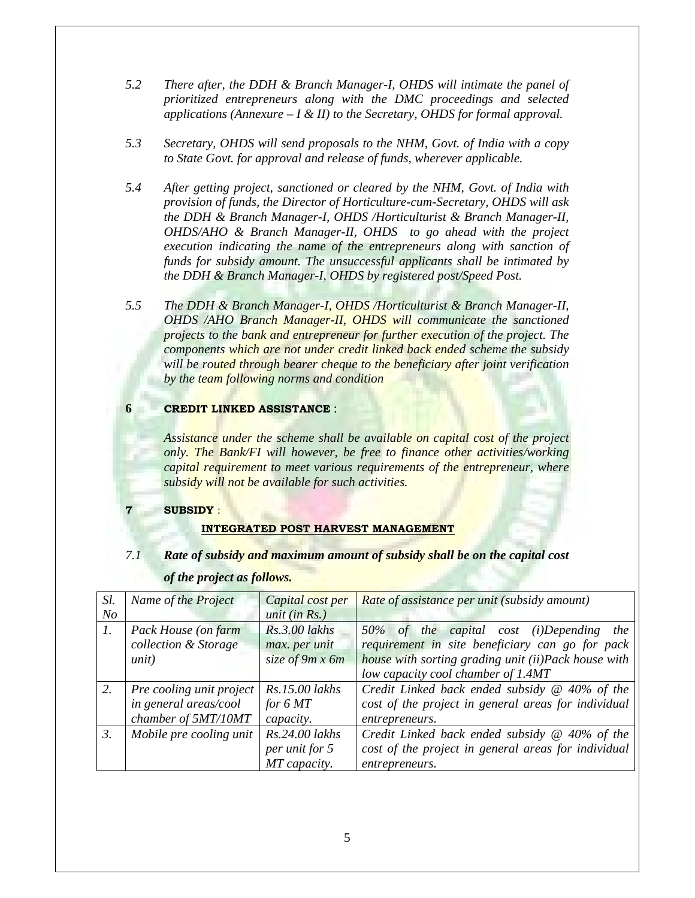*5.2 There after, the DDH & Branch Manager-I, OHDS will intimate the panel of prioritized entrepreneurs along with the DMC proceedings and selected applications (Annexure – I & II) to the Secretary, OHDS for formal approval.*

*5.3 Secretary, OHDS will send proposals to the NHM, Govt. of India with a copy to State Govt. for approval and release of funds, wherever applicable.*

*5.4 After getting project, sanctioned or cleared by the NHM, Govt. of India with provision of funds, the Director of Horticulture-cum-Secretary, OHDS will ask the DDH & Branch Manager-I, OHDS /Horticulturist & Branch Manager-II, OHDS/AHO & Branch Manager-II, OHDS to go ahead with the project execution indicating the name of the entrepreneurs along with sanction of funds for subsidy amount. The unsuccessful applicants shall be intimated by the DDH & Branch Manager-I, OHDS by registered post/Speed Post.*

*5.5 The DDH & Branch Manager-I, OHDS /Horticulturist & Branch Manager-II, OHDS /AHO Branch Manager-II, OHDS will communicate the sanctioned projects to the bank and entrepreneur for further execution of the project. The components which are not under credit linked back ended scheme the subsidy will be routed through bearer cheque to the beneficiary after joint verification by the team following norms and condition*

**6 CREDIT LINKED ASSISTANCE** :

*Assistance under the scheme shall be available on capital cost of the project only. The Bank/FI will however, be free to finance other activities/working capital requirement to meet various requirements of the entrepreneur, where subsidy will not be available for such activities.*

**7 SUBSIDY** :

**INTEGRATED POST HARVEST MANAGEMENT**

*7.1* ***Rate of subsidy and maximum amount of subsidy shall be on the capital cost of the project as follows.***

| Sl. No | Name of the Project | Capital cost per unit (in Rs.) | Rate of assistance per unit (subsidy amount) |
|---|---|---|---|
| 1. | Pack House (on farm collection & Storage unit) | Rs.3.00 lakhs max. per unit size of 9m x 6m | 50% of the capital cost (i)Depending the requirement in site beneficiary can go for pack house with sorting grading unit (ii)Pack house with low capacity cool chamber of 1.4MT |
| 2. | Pre cooling unit project in general areas/cool chamber of 5MT/10MT | Rs.15.00 lakhs for 6 MT capacity. | Credit Linked back ended subsidy @ 40% of the cost of the project in general areas for individual entrepreneurs. |
| 3. | Mobile pre cooling unit | Rs.24.00 lakhs per unit for 5 MT capacity. | Credit Linked back ended subsidy @ 40% of the cost of the project in general areas for individual entrepreneurs. |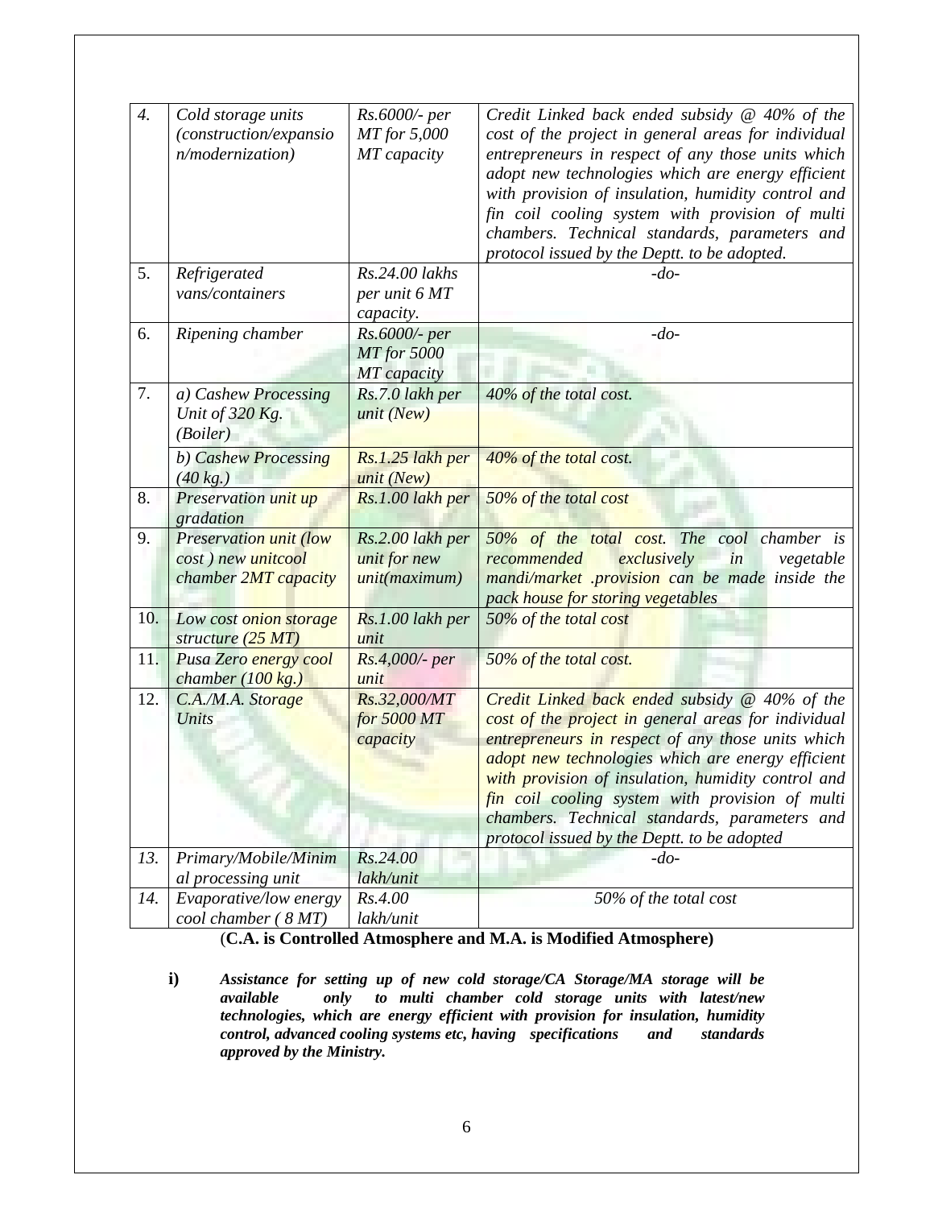| 4. | *Cold storage units (construction/expansion/modernization)* | *Rs.6000/- per MT for 5,000 MT capacity* | *Credit Linked back ended subsidy @ 40% of the cost of the project in general areas for individual entrepreneurs in respect of any those units which adopt new technologies which are energy efficient with provision of insulation, humidity control and fin coil cooling system with provision of multi chambers. Technical standards, parameters and protocol issued by the Deptt. to be adopted.* |
|---|---|---|---|
| 5. | *Refrigerated vans/containers* | *Rs.24.00 lakhs per unit 6 MT capacity.* | *-do-* |
| 6. | *Ripening chamber* | *Rs.6000/- per MT for 5000 MT capacity* | *-do-* |
| 7. | *a) Cashew Processing Unit of 320 Kg. (Boiler)* | *Rs.7.0 lakh per unit (New)* | *40% of the total cost.* |
| | *b) Cashew Processing (40 kg.)* | *Rs.1.25 lakh per unit (New)* | *40% of the total cost.* |
| 8. | *Preservation unit up gradation* | *Rs.1.00 lakh per* | *50% of the total cost* |
| 9. | *Preservation unit (low cost ) new unitcool chamber 2MT capacity* | *Rs.2.00 lakh per unit for new unit(maximum)* | *50% of the total cost. The cool chamber is recommended exclusively in vegetable mandi/market .provision can be made inside the pack house for storing vegetables* |
| 10. | *Low cost onion storage structure (25 MT)* | *Rs.1.00 lakh per unit* | *50% of the total cost* |
| 11. | *Pusa Zero energy cool chamber (100 kg.)* | *Rs.4,000/- per unit* | *50% of the total cost.* |
| 12. | *C.A./M.A. Storage Units* | *Rs.32,000/MT for 5000 MT capacity* | *Credit Linked back ended subsidy @ 40% of the cost of the project in general areas for individual entrepreneurs in respect of any those units which adopt new technologies which are energy efficient with provision of insulation, humidity control and fin coil cooling system with provision of multi chambers. Technical standards, parameters and protocol issued by the Deptt. to be adopted* |
| 13. | *Primary/Mobile/Minimal processing unit* | *Rs.24.00 lakh/unit* | *-do-* |
| 14. | *Evaporative/low energy cool chamber ( 8 MT)* | *Rs.4.00 lakh/unit* | *50% of the total cost* |

(**C.A. is Controlled Atmosphere and M.A. is Modified Atmosphere)**

**i)** ***Assistance for setting up of new cold storage/CA Storage/MA storage will be available only to multi chamber cold storage units with latest/new technologies, which are energy efficient with provision for insulation, humidity control, advanced cooling systems etc, having specifications and standards approved by the Ministry.***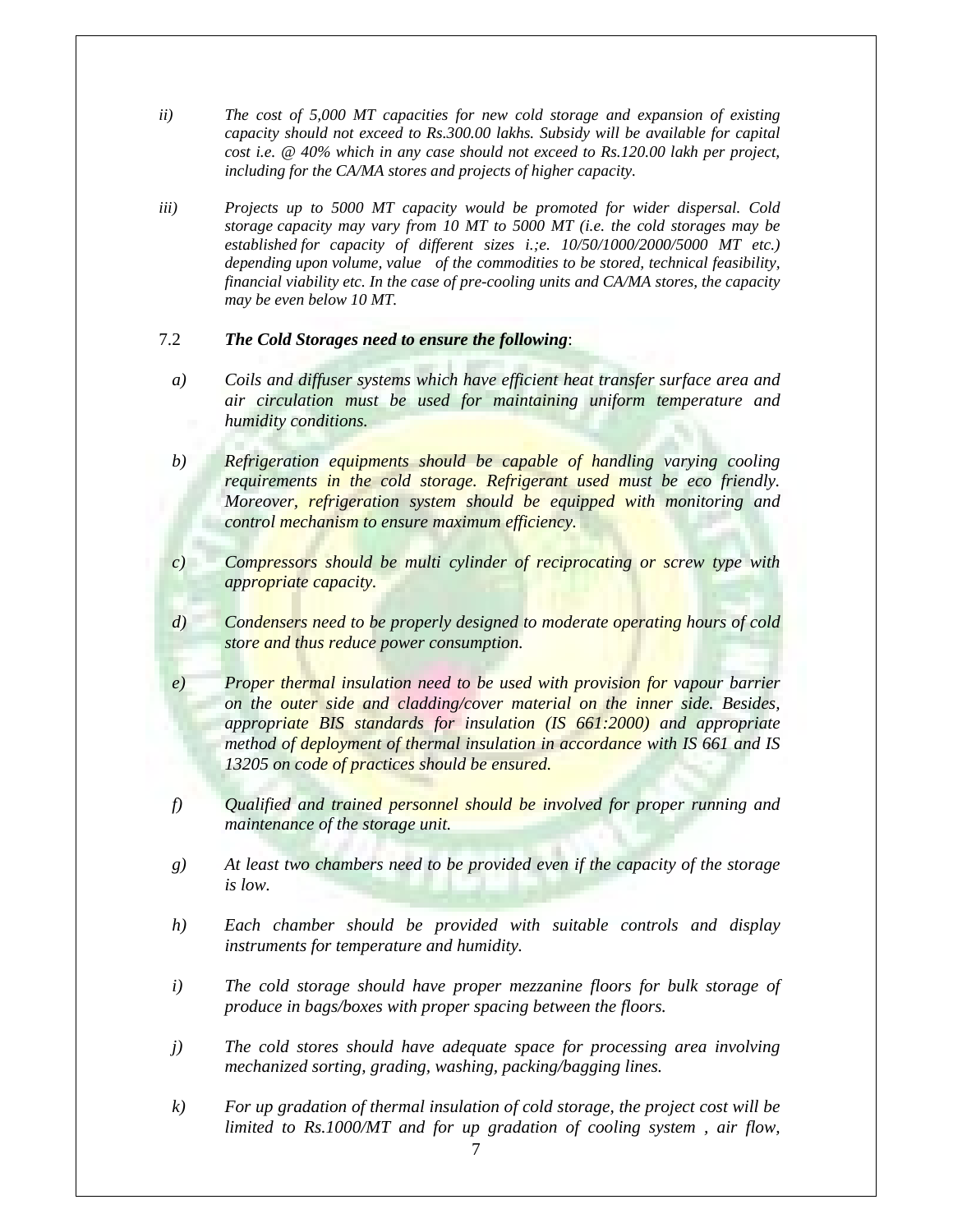ii) *The cost of 5,000 MT capacities for new cold storage and expansion of existing capacity should not exceed to Rs.300.00 lakhs. Subsidy will be available for capital cost i.e. @ 40% which in any case should not exceed to Rs.120.00 lakh per project, including for the CA/MA stores and projects of higher capacity.*

iii) *Projects up to 5000 MT capacity would be promoted for wider dispersal. Cold storage capacity may vary from 10 MT to 5000 MT (i.e. the cold storages may be established for capacity of different sizes i.;e. 10/50/1000/2000/5000 MT etc.) depending upon volume, value of the commodities to be stored, technical feasibility, financial viability etc. In the case of pre-cooling units and CA/MA stores, the capacity may be even below 10 MT.*

7.2 ***The Cold Storages need to ensure the following***:

a) *Coils and diffuser systems which have efficient heat transfer surface area and air circulation must be used for maintaining uniform temperature and humidity conditions.*

b) *Refrigeration equipments should be capable of handling varying cooling requirements in the cold storage. Refrigerant used must be eco friendly. Moreover, refrigeration system should be equipped with monitoring and control mechanism to ensure maximum efficiency.*

c) *Compressors should be multi cylinder of reciprocating or screw type with appropriate capacity.*

d) *Condensers need to be properly designed to moderate operating hours of cold store and thus reduce power consumption.*

e) *Proper thermal insulation need to be used with provision for vapour barrier on the outer side and cladding/cover material on the inner side. Besides, appropriate BIS standards for insulation (IS 661:2000) and appropriate method of deployment of thermal insulation in accordance with IS 661 and IS 13205 on code of practices should be ensured.*

f) *Qualified and trained personnel should be involved for proper running and maintenance of the storage unit.*

g) *At least two chambers need to be provided even if the capacity of the storage is low.*

h) *Each chamber should be provided with suitable controls and display instruments for temperature and humidity.*

i) *The cold storage should have proper mezzanine floors for bulk storage of produce in bags/boxes with proper spacing between the floors.*

j) *The cold stores should have adequate space for processing area involving mechanized sorting, grading, washing, packing/bagging lines.*

k) *For up gradation of thermal insulation of cold storage, the project cost will be limited to Rs.1000/MT and for up gradation of cooling system , air flow,*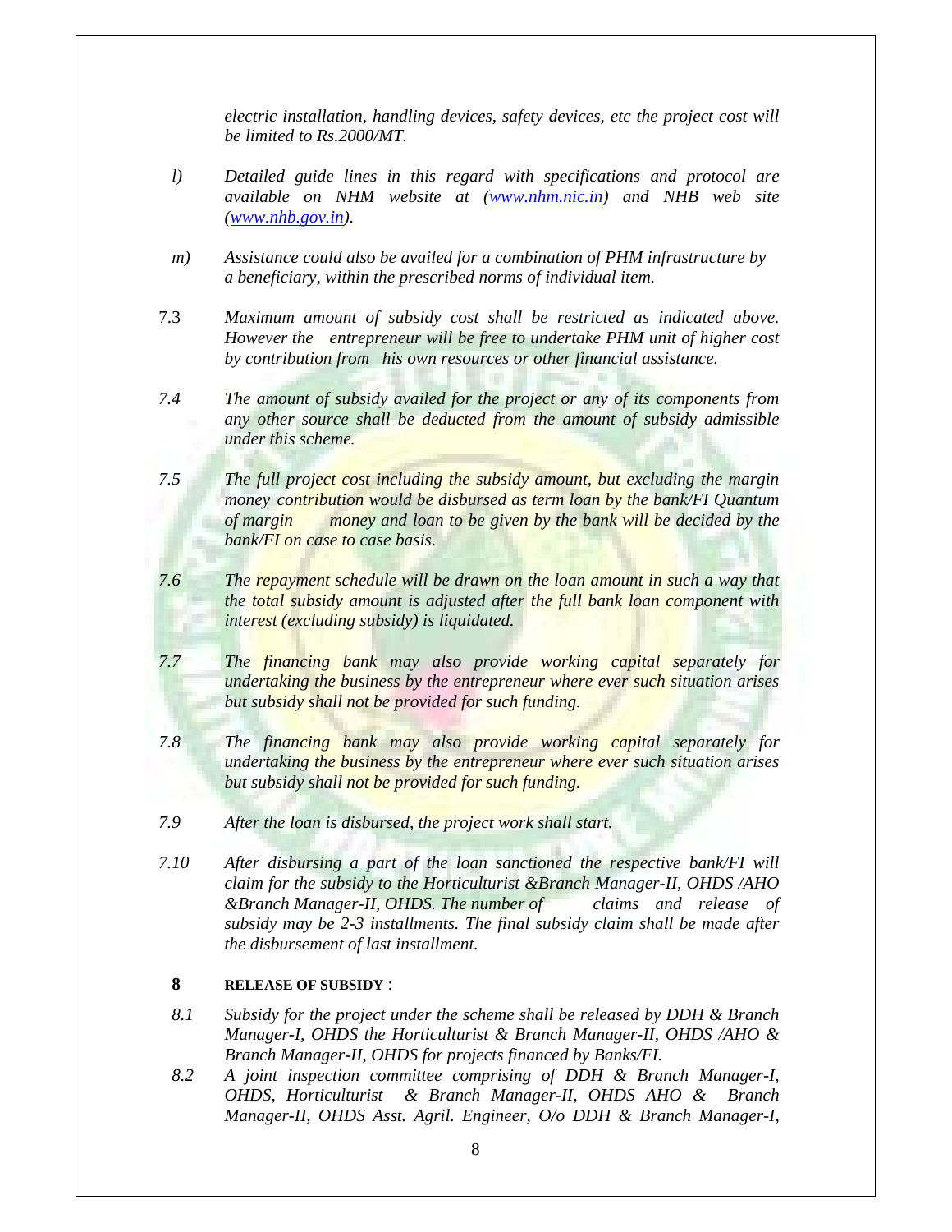*electric installation, handling devices, safety devices, etc the project cost will be limited to Rs.2000/MT.*

l) *Detailed guide lines in this regard with specifications and protocol are available on NHM website at ([www.nhm.nic.in](www.nhm.nic.in)) and NHB web site ([www.nhb.gov.in](www.nhb.gov.in)).*

m) *Assistance could also be availed for a combination of PHM infrastructure by a beneficiary, within the prescribed norms of individual item.*

7.3 *Maximum amount of subsidy cost shall be restricted as indicated above. However the entrepreneur will be free to undertake PHM unit of higher cost by contribution from his own resources or other financial assistance.*

*7.4* *The amount of subsidy availed for the project or any of its components from any other source shall be deducted from the amount of subsidy admissible under this scheme.*

*7.5* *The full project cost including the subsidy amount, but excluding the margin money contribution would be disbursed as term loan by the bank/FI Quantum of margin money and loan to be given by the bank will be decided by the bank/FI on case to case basis.*

*7.6* *The repayment schedule will be drawn on the loan amount in such a way that the total subsidy amount is adjusted after the full bank loan component with interest (excluding subsidy) is liquidated.*

*7.7* *The financing bank may also provide working capital separately for undertaking the business by the entrepreneur where ever such situation arises but subsidy shall not be provided for such funding.*

*7.8* *The financing bank may also provide working capital separately for undertaking the business by the entrepreneur where ever such situation arises but subsidy shall not be provided for such funding.*

*7.9* *After the loan is disbursed, the project work shall start.*

*7.10* *After disbursing a part of the loan sanctioned the respective bank/FI will claim for the subsidy to the Horticulturist &Branch Manager-II, OHDS /AHO &Branch Manager-II, OHDS. The number of claims and release of subsidy may be 2-3 installments. The final subsidy claim shall be made after the disbursement of last installment.*

## 8 RELEASE OF SUBSIDY :

*8.1* *Subsidy for the project under the scheme shall be released by DDH & Branch Manager-I, OHDS the Horticulturist & Branch Manager-II, OHDS /AHO & Branch Manager-II, OHDS for projects financed by Banks/FI.*

*8.2* *A joint inspection committee comprising of DDH & Branch Manager-I, OHDS, Horticulturist & Branch Manager-II, OHDS AHO & Branch Manager-II, OHDS Asst. Agril. Engineer, O/o DDH & Branch Manager-I,*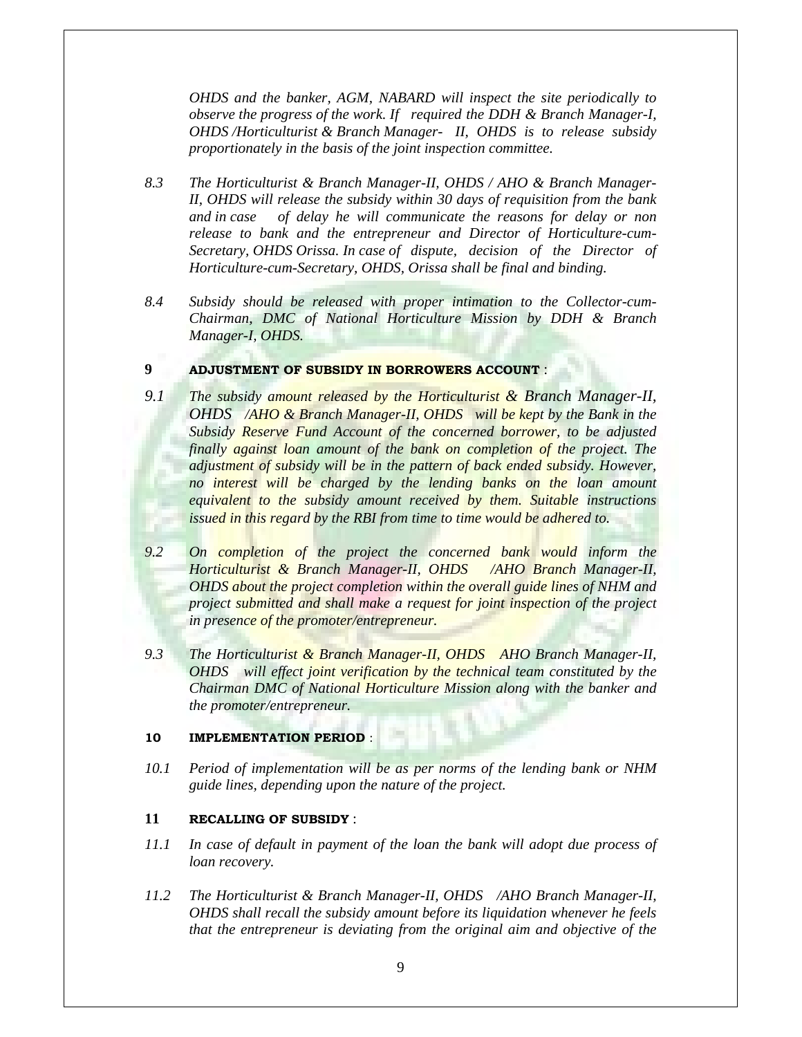*OHDS and the banker, AGM, NABARD will inspect the site periodically to observe the progress of the work. If required the DDH & Branch Manager-I, OHDS /Horticulturist & Branch Manager- II, OHDS is to release subsidy proportionately in the basis of the joint inspection committee.*

8.3 *The Horticulturist & Branch Manager-II, OHDS / AHO & Branch Manager-II, OHDS will release the subsidy within 30 days of requisition from the bank and in case of delay he will communicate the reasons for delay or non release to bank and the entrepreneur and Director of Horticulture-cum-Secretary, OHDS Orissa. In case of dispute, decision of the Director of Horticulture-cum-Secretary, OHDS, Orissa shall be final and binding.*

8.4 *Subsidy should be released with proper intimation to the Collector-cum-Chairman, DMC of National Horticulture Mission by DDH & Branch Manager-I, OHDS.*

## 9 ADJUSTMENT OF SUBSIDY IN BORROWERS ACCOUNT :

9.1 *The subsidy amount released by the Horticulturist & Branch Manager-II, OHDS /AHO & Branch Manager-II, OHDS will be kept by the Bank in the Subsidy Reserve Fund Account of the concerned borrower, to be adjusted finally against loan amount of the bank on completion of the project. The adjustment of subsidy will be in the pattern of back ended subsidy. However, no interest will be charged by the lending banks on the loan amount equivalent to the subsidy amount received by them. Suitable instructions issued in this regard by the RBI from time to time would be adhered to.*

9.2 *On completion of the project the concerned bank would inform the Horticulturist & Branch Manager-II, OHDS /AHO Branch Manager-II, OHDS about the project completion within the overall guide lines of NHM and project submitted and shall make a request for joint inspection of the project in presence of the promoter/entrepreneur.*

9.3 *The Horticulturist & Branch Manager-II, OHDS AHO Branch Manager-II, OHDS will effect joint verification by the technical team constituted by the Chairman DMC of National Horticulture Mission along with the banker and the promoter/entrepreneur.*

## 10 IMPLEMENTATION PERIOD :

10.1 *Period of implementation will be as per norms of the lending bank or NHM guide lines, depending upon the nature of the project.*

## 11 RECALLING OF SUBSIDY :

11.1 *In case of default in payment of the loan the bank will adopt due process of loan recovery.*

11.2 *The Horticulturist & Branch Manager-II, OHDS /AHO Branch Manager-II, OHDS shall recall the subsidy amount before its liquidation whenever he feels that the entrepreneur is deviating from the original aim and objective of the*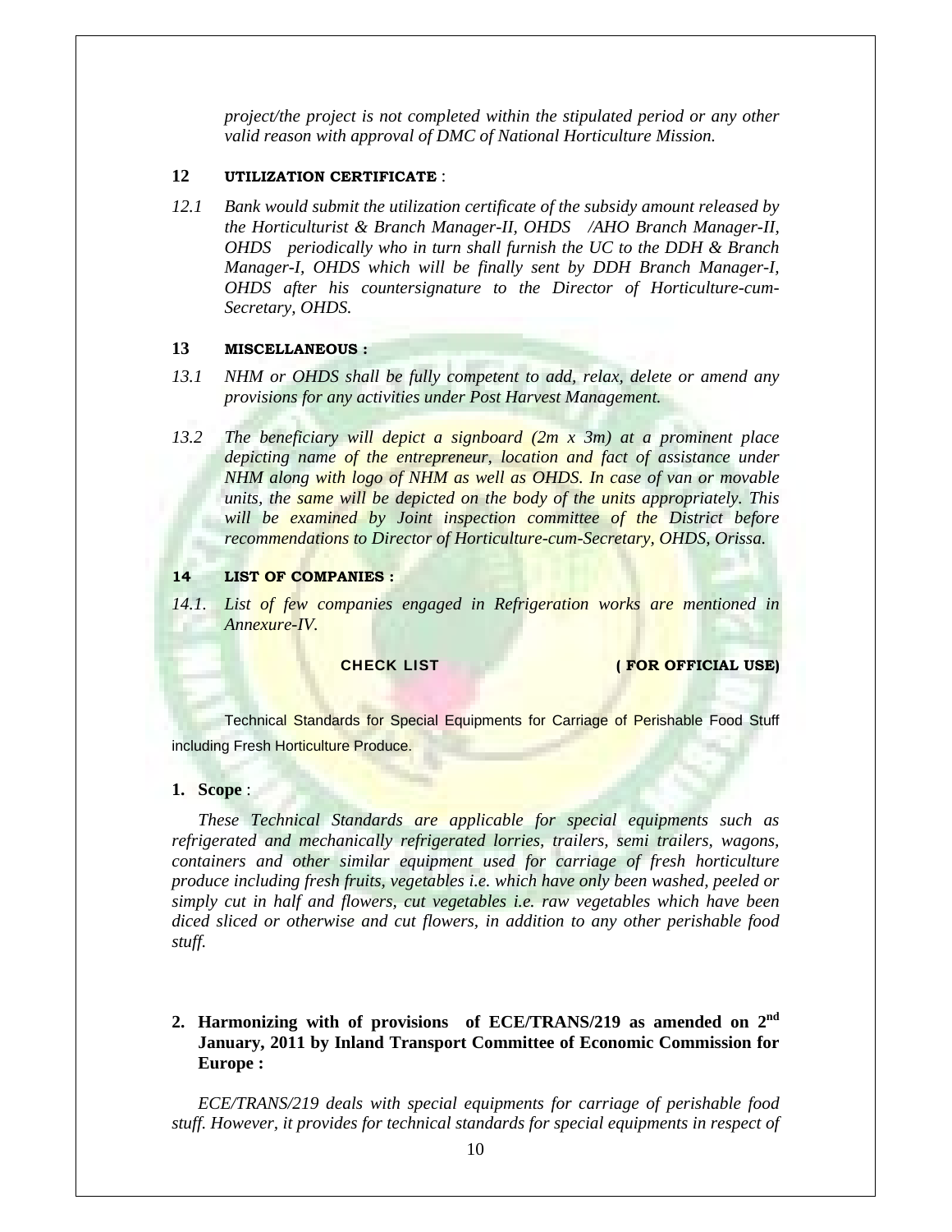*project/the project is not completed within the stipulated period or any other valid reason with approval of DMC of National Horticulture Mission.*

**12 UTILIZATION CERTIFICATE** :

12.1 *Bank would submit the utilization certificate of the subsidy amount released by the Horticulturist & Branch Manager-II, OHDS /AHO Branch Manager-II, OHDS periodically who in turn shall furnish the UC to the DDH & Branch Manager-I, OHDS which will be finally sent by DDH Branch Manager-I, OHDS after his countersignature to the Director of Horticulture-cum-Secretary, OHDS.*

**13 MISCELLANEOUS :**

13.1 *NHM or OHDS shall be fully competent to add, relax, delete or amend any provisions for any activities under Post Harvest Management.*

13.2 *The beneficiary will depict a signboard (2m x 3m) at a prominent place depicting name of the entrepreneur, location and fact of assistance under NHM along with logo of NHM as well as OHDS. In case of van or movable units, the same will be depicted on the body of the units appropriately. This will be examined by Joint inspection committee of the District before recommendations to Director of Horticulture-cum-Secretary, OHDS, Orissa.*

**14 LIST OF COMPANIES :**

14.1. *List of few companies engaged in Refrigeration works are mentioned in Annexure-IV.*

**CHECK LIST** **( FOR OFFICIAL USE)**

Technical Standards for Special Equipments for Carriage of Perishable Food Stuff including Fresh Horticulture Produce.

1. **Scope** :

*These Technical Standards are applicable for special equipments such as refrigerated and mechanically refrigerated lorries, trailers, semi trailers, wagons, containers and other similar equipment used for carriage of fresh horticulture produce including fresh fruits, vegetables i.e. which have only been washed, peeled or simply cut in half and flowers, cut vegetables i.e. raw vegetables which have been diced sliced or otherwise and cut flowers, in addition to any other perishable food stuff.*

2. **Harmonizing with of provisions of ECE/TRANS/219 as amended on 2nd January, 2011 by Inland Transport Committee of Economic Commission for Europe :**

*ECE/TRANS/219 deals with special equipments for carriage of perishable food stuff. However, it provides for technical standards for special equipments in respect of*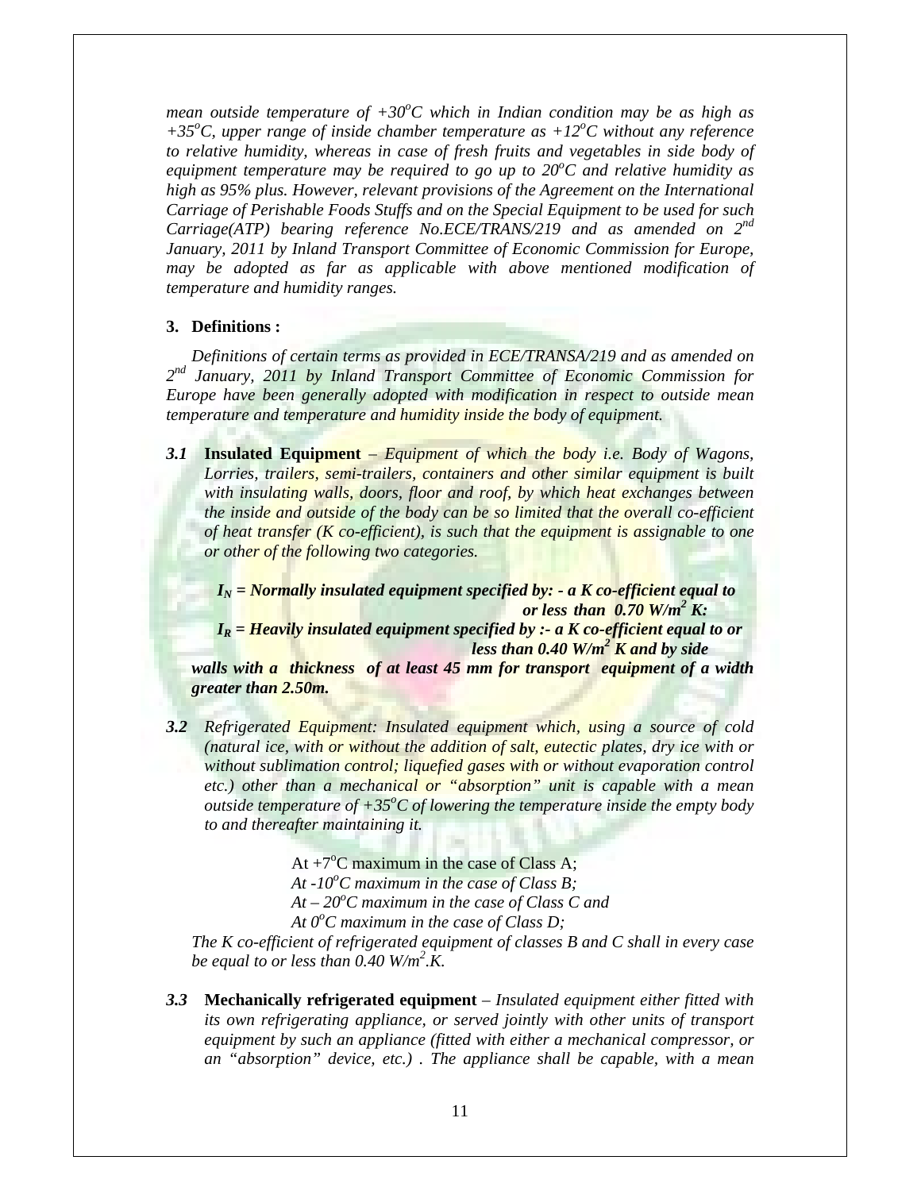*mean outside temperature of +30°C which in Indian condition may be as high as +35°C, upper range of inside chamber temperature as +12°C without any reference to relative humidity, whereas in case of fresh fruits and vegetables in side body of equipment temperature may be required to go up to 20°C and relative humidity as high as 95% plus. However, relevant provisions of the Agreement on the International Carriage of Perishable Foods Stuffs and on the Special Equipment to be used for such Carriage(ATP) bearing reference No.ECE/TRANS/219 and as amended on 2nd January, 2011 by Inland Transport Committee of Economic Commission for Europe, may be adopted as far as applicable with above mentioned modification of temperature and humidity ranges.*

## 3. Definitions :

*Definitions of certain terms as provided in ECE/TRANSA/219 and as amended on 2nd January, 2011 by Inland Transport Committee of Economic Commission for Europe have been generally adopted with modification in respect to outside mean temperature and temperature and humidity inside the body of equipment.*

***3.1*** **Insulated Equipment** – *Equipment of which the body i.e. Body of Wagons, Lorries, trailers, semi-trailers, containers and other similar equipment is built with insulating walls, doors, floor and roof, by which heat exchanges between the inside and outside of the body can be so limited that the overall co-efficient of heat transfer (K co-efficient), is such that the equipment is assignable to one or other of the following two categories.*

***$I_N$ = Normally insulated equipment specified by: - a K co-efficient equal to or less than 0.70 W/$m^2$ K:***

***$I_R$ = Heavily insulated equipment specified by :- a K co-efficient equal to or less than 0.40 W/$m^2$ K and by side walls with a thickness of at least 45 mm for transport equipment of a width greater than 2.50m.***

***3.2*** *Refrigerated Equipment: Insulated equipment which, using a source of cold (natural ice, with or without the addition of salt, eutectic plates, dry ice with or without sublimation control; liquefied gases with or without evaporation control etc.) other than a mechanical or "absorption" unit is capable with a mean outside temperature of +35°C of lowering the temperature inside the empty body to and thereafter maintaining it.*

At +7°C maximum in the case of Class A;
*At -10°C maximum in the case of Class B;*
*At – 20°C maximum in the case of Class C and*
*At 0°C maximum in the case of Class D;*

*The K co-efficient of refrigerated equipment of classes B and C shall in every case be equal to or less than 0.40 W/$m^2$.K.*

***3.3*** **Mechanically refrigerated equipment** – *Insulated equipment either fitted with its own refrigerating appliance, or served jointly with other units of transport equipment by such an appliance (fitted with either a mechanical compressor, or an "absorption" device, etc.) . The appliance shall be capable, with a mean*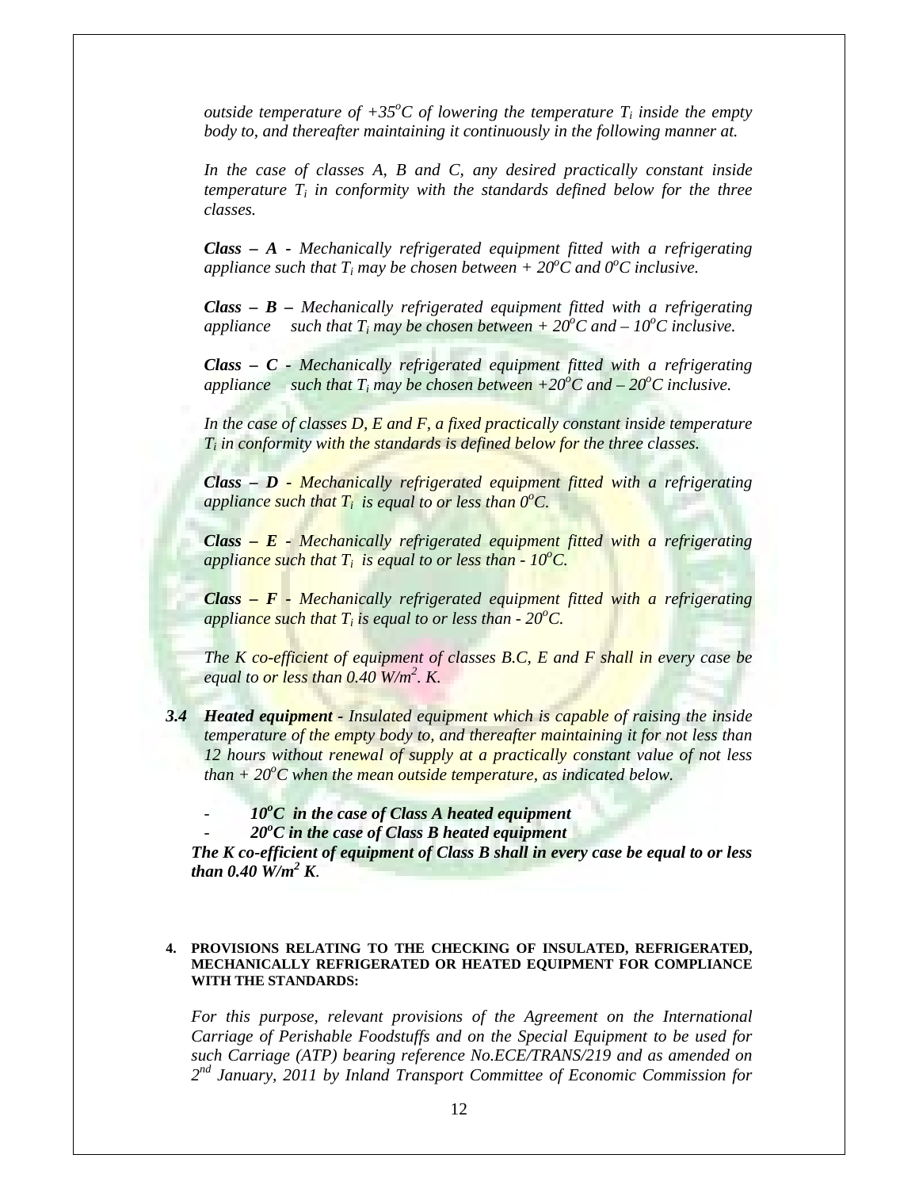*outside temperature of $+35^oC$ of lowering the temperature $T_i$ inside the empty body to, and thereafter maintaining it continuously in the following manner at.*

*In the case of classes A, B and C, any desired practically constant inside temperature $T_i$ in conformity with the standards defined below for the three classes.*

***Class – A -** Mechanically refrigerated equipment fitted with a refrigerating appliance such that $T_i$ may be chosen between $+ 20^oC$ and $0^oC$ inclusive.*

***Class – B –** Mechanically refrigerated equipment fitted with a refrigerating appliance such that $T_i$ may be chosen between $+ 20^oC$ and $– 10^oC$ inclusive.*

***Class – C -** Mechanically refrigerated equipment fitted with a refrigerating appliance such that $T_i$ may be chosen between $+20^oC$ and $– 20^oC$ inclusive.*

*In the case of classes D, E and F, a fixed practically constant inside temperature $T_i$ in conformity with the standards is defined below for the three classes.*

***Class – D -** Mechanically refrigerated equipment fitted with a refrigerating appliance such that $T_i$ is equal to or less than $0^oC$.*

***Class – E -** Mechanically refrigerated equipment fitted with a refrigerating appliance such that $T_i$ is equal to or less than $- 10^oC$.*

***Class – F -** Mechanically refrigerated equipment fitted with a refrigerating appliance such that $T_i$ is equal to or less than $- 20^oC$.*

*The K co-efficient of equipment of classes B.C, E and F shall in every case be equal to or less than 0.40 $W/m^2$. K.*

**3.4 Heated equipment -** *Insulated equipment which is capable of raising the inside temperature of the empty body to, and thereafter maintaining it for not less than 12 hours without renewal of supply at a practically constant value of not less than $+ 20^oC$ when the mean outside temperature, as indicated below.*

- ***$10^oC$ in the case of Class A heated equipment***
- ***$20^oC$ in the case of Class B heated equipment***

***The K co-efficient of equipment of Class B shall in every case be equal to or less than 0.40 $W/m^2$ K.***

#### 4. PROVISIONS RELATING TO THE CHECKING OF INSULATED, REFRIGERATED, MECHANICALLY REFRIGERATED OR HEATED EQUIPMENT FOR COMPLIANCE WITH THE STANDARDS:

*For this purpose, relevant provisions of the Agreement on the International Carriage of Perishable Foodstuffs and on the Special Equipment to be used for such Carriage (ATP) bearing reference No.ECE/TRANS/219 and as amended on 2nd January, 2011 by Inland Transport Committee of Economic Commission for*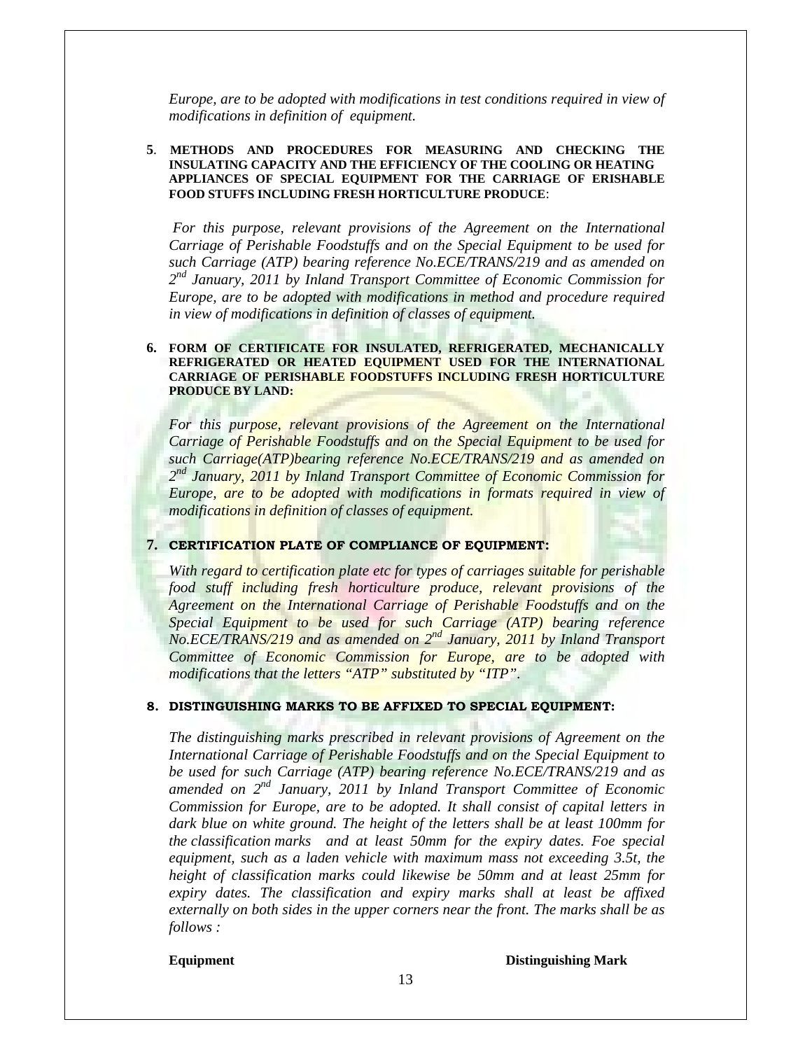*Europe, are to be adopted with modifications in test conditions required in view of modifications in definition of equipment.*

**5. METHODS AND PROCEDURES FOR MEASURING AND CHECKING THE INSULATING CAPACITY AND THE EFFICIENCY OF THE COOLING OR HEATING APPLIANCES OF SPECIAL EQUIPMENT FOR THE CARRIAGE OF ERISHABLE FOOD STUFFS INCLUDING FRESH HORTICULTURE PRODUCE**:

*For this purpose, relevant provisions of the Agreement on the International Carriage of Perishable Foodstuffs and on the Special Equipment to be used for such Carriage (ATP) bearing reference No.ECE/TRANS/219 and as amended on 2nd January, 2011 by Inland Transport Committee of Economic Commission for Europe, are to be adopted with modifications in method and procedure required in view of modifications in definition of classes of equipment.*

**6. FORM OF CERTIFICATE FOR INSULATED, REFRIGERATED, MECHANICALLY REFRIGERATED OR HEATED EQUIPMENT USED FOR THE INTERNATIONAL CARRIAGE OF PERISHABLE FOODSTUFFS INCLUDING FRESH HORTICULTURE PRODUCE BY LAND:**

*For this purpose, relevant provisions of the Agreement on the International Carriage of Perishable Foodstuffs and on the Special Equipment to be used for such Carriage(ATP)bearing reference No.ECE/TRANS/219 and as amended on 2nd January, 2011 by Inland Transport Committee of Economic Commission for Europe, are to be adopted with modifications in formats required in view of modifications in definition of classes of equipment.*

**7. CERTIFICATION PLATE OF COMPLIANCE OF EQUIPMENT:**

*With regard to certification plate etc for types of carriages suitable for perishable food stuff including fresh horticulture produce, relevant provisions of the Agreement on the International Carriage of Perishable Foodstuffs and on the Special Equipment to be used for such Carriage (ATP) bearing reference No.ECE/TRANS/219 and as amended on 2nd January, 2011 by Inland Transport Committee of Economic Commission for Europe, are to be adopted with modifications that the letters "ATP" substituted by "ITP".*

**8. DISTINGUISHING MARKS TO BE AFFIXED TO SPECIAL EQUIPMENT:**

*The distinguishing marks prescribed in relevant provisions of Agreement on the International Carriage of Perishable Foodstuffs and on the Special Equipment to be used for such Carriage (ATP) bearing reference No.ECE/TRANS/219 and as amended on 2nd January, 2011 by Inland Transport Committee of Economic Commission for Europe, are to be adopted. It shall consist of capital letters in dark blue on white ground. The height of the letters shall be at least 100mm for the classification marks and at least 50mm for the expiry dates. Foe special equipment, such as a laden vehicle with maximum mass not exceeding 3.5t, the height of classification marks could likewise be 50mm and at least 25mm for expiry dates. The classification and expiry marks shall at least be affixed externally on both sides in the upper corners near the front. The marks shall be as follows :*

| **Equipment** | **Distinguishing Mark** |
|---|---|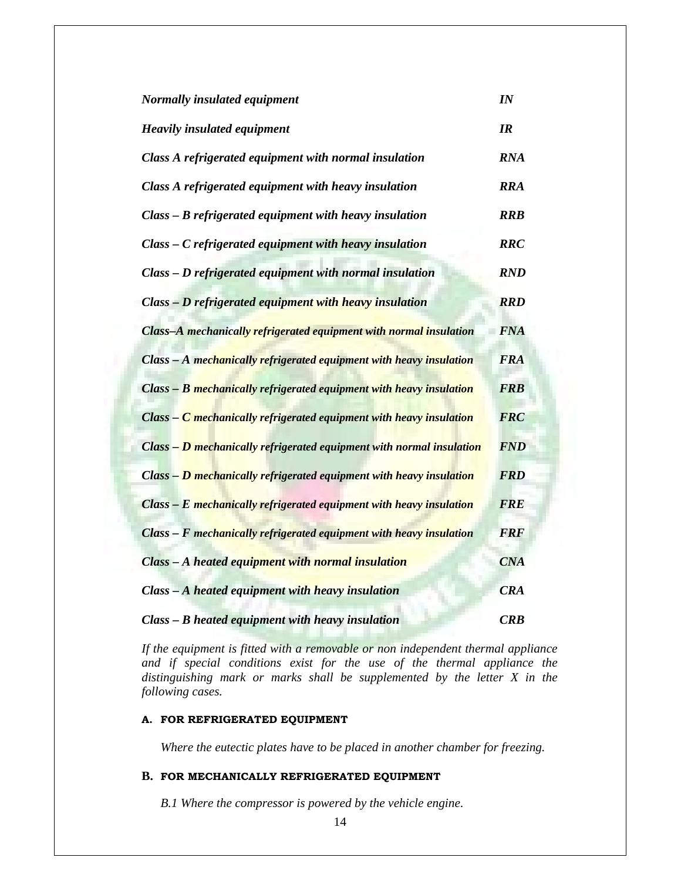| | |
|---|---|
| *Normally insulated equipment* | *IN* |
| *Heavily insulated equipment* | *IR* |
| *Class A refrigerated equipment with normal insulation* | *RNA* |
| *Class A refrigerated equipment with heavy insulation* | *RRA* |
| *Class – B refrigerated equipment with heavy insulation* | *RRB* |
| *Class – C refrigerated equipment with heavy insulation* | *RRC* |
| *Class – D refrigerated equipment with normal insulation* | *RND* |
| *Class – D refrigerated equipment with heavy insulation* | *RRD* |
| *Class–A mechanically refrigerated equipment with normal insulation* | *FNA* |
| *Class – A mechanically refrigerated equipment with heavy insulation* | *FRA* |
| *Class – B mechanically refrigerated equipment with heavy insulation* | *FRB* |
| *Class – C mechanically refrigerated equipment with heavy insulation* | *FRC* |
| *Class – D mechanically refrigerated equipment with normal insulation* | *FND* |
| *Class – D mechanically refrigerated equipment with heavy insulation* | *FRD* |
| *Class – E mechanically refrigerated equipment with heavy insulation* | *FRE* |
| *Class – F mechanically refrigerated equipment with heavy insulation* | *FRF* |
| *Class – A heated equipment with normal insulation* | *CNA* |
| *Class – A heated equipment with heavy insulation* | *CRA* |
| *Class – B heated equipment with heavy insulation* | *CRB* |

*If the equipment is fitted with a removable or non independent thermal appliance and if special conditions exist for the use of the thermal appliance the distinguishing mark or marks shall be supplemented by the letter X in the following cases.*

**A. FOR REFRIGERATED EQUIPMENT**

*Where the eutectic plates have to be placed in another chamber for freezing.*

**B. FOR MECHANICALLY REFRIGERATED EQUIPMENT**

*B.1 Where the compressor is powered by the vehicle engine.*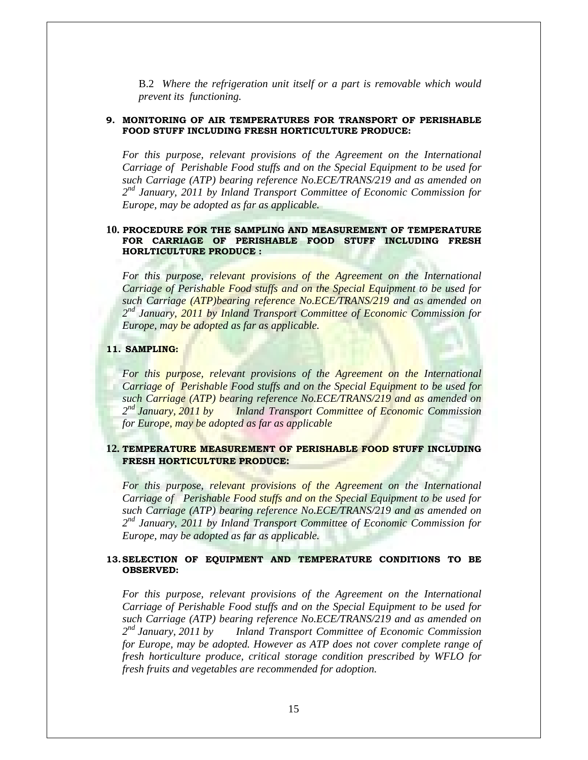B.2 *Where the refrigeration unit itself or a part is removable which would prevent its functioning.*

**9. MONITORING OF AIR TEMPERATURES FOR TRANSPORT OF PERISHABLE FOOD STUFF INCLUDING FRESH HORTICULTURE PRODUCE:**

*For this purpose, relevant provisions of the Agreement on the International Carriage of Perishable Food stuffs and on the Special Equipment to be used for such Carriage (ATP) bearing reference No.ECE/TRANS/219 and as amended on 2nd January, 2011 by Inland Transport Committee of Economic Commission for Europe, may be adopted as far as applicable.*

**10. PROCEDURE FOR THE SAMPLING AND MEASUREMENT OF TEMPERATURE FOR CARRIAGE OF PERISHABLE FOOD STUFF INCLUDING FRESH HORLTICULTURE PRODUCE :**

*For this purpose, relevant provisions of the Agreement on the International Carriage of Perishable Food stuffs and on the Special Equipment to be used for such Carriage (ATP)bearing reference No.ECE/TRANS/219 and as amended on 2nd January, 2011 by Inland Transport Committee of Economic Commission for Europe, may be adopted as far as applicable.*

**11. SAMPLING:**

*For this purpose, relevant provisions of the Agreement on the International Carriage of Perishable Food stuffs and on the Special Equipment to be used for such Carriage (ATP) bearing reference No.ECE/TRANS/219 and as amended on 2nd January, 2011 by Inland Transport Committee of Economic Commission for Europe, may be adopted as far as applicable*

**12. TEMPERATURE MEASUREMENT OF PERISHABLE FOOD STUFF INCLUDING FRESH HORTICULTURE PRODUCE:**

*For this purpose, relevant provisions of the Agreement on the International Carriage of Perishable Food stuffs and on the Special Equipment to be used for such Carriage (ATP) bearing reference No.ECE/TRANS/219 and as amended on 2nd January, 2011 by Inland Transport Committee of Economic Commission for Europe, may be adopted as far as applicable.*

**13. SELECTION OF EQUIPMENT AND TEMPERATURE CONDITIONS TO BE OBSERVED:**

*For this purpose, relevant provisions of the Agreement on the International Carriage of Perishable Food stuffs and on the Special Equipment to be used for such Carriage (ATP) bearing reference No.ECE/TRANS/219 and as amended on 2nd January, 2011 by Inland Transport Committee of Economic Commission for Europe, may be adopted. However as ATP does not cover complete range of fresh horticulture produce, critical storage condition prescribed by WFLO for fresh fruits and vegetables are recommended for adoption.*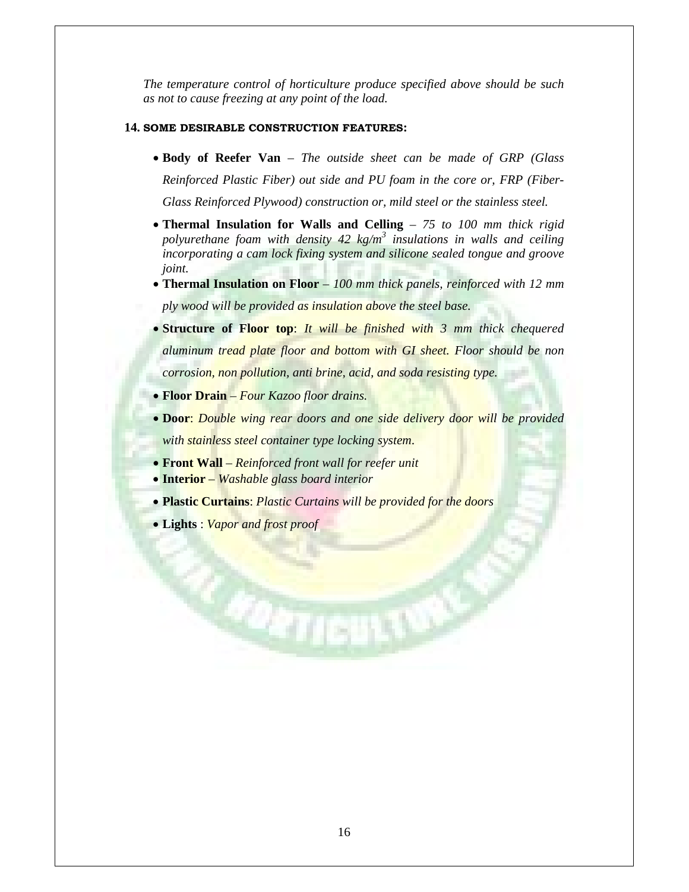*The temperature control of horticulture produce specified above should be such as not to cause freezing at any point of the load.*

## 14. SOME DESIRABLE CONSTRUCTION FEATURES:

- **Body of Reefer Van** – *The outside sheet can be made of GRP (Glass Reinforced Plastic Fiber) out side and PU foam in the core or, FRP (Fiber-Glass Reinforced Plywood) construction or, mild steel or the stainless steel.*
- **Thermal Insulation for Walls and Celling** – *75 to 100 mm thick rigid polyurethane foam with density 42 kg/m$^3$ insulations in walls and ceiling incorporating a cam lock fixing system and silicone sealed tongue and groove joint.*
- **Thermal Insulation on Floor** – *100 mm thick panels, reinforced with 12 mm ply wood will be provided as insulation above the steel base.*
- **Structure of Floor top**: *It will be finished with 3 mm thick chequered aluminum tread plate floor and bottom with GI sheet. Floor should be non corrosion, non pollution, anti brine, acid, and soda resisting type.*
- **Floor Drain** – *Four Kazoo floor drains.*
- **Door**: *Double wing rear doors and one side delivery door will be provided with stainless steel container type locking system*.
- **Front Wall** – *Reinforced front wall for reefer unit*
- **Interior** – *Washable glass board interior*
- **Plastic Curtains**: *Plastic Curtains will be provided for the doors*
- **Lights** : *Vapor and frost proof*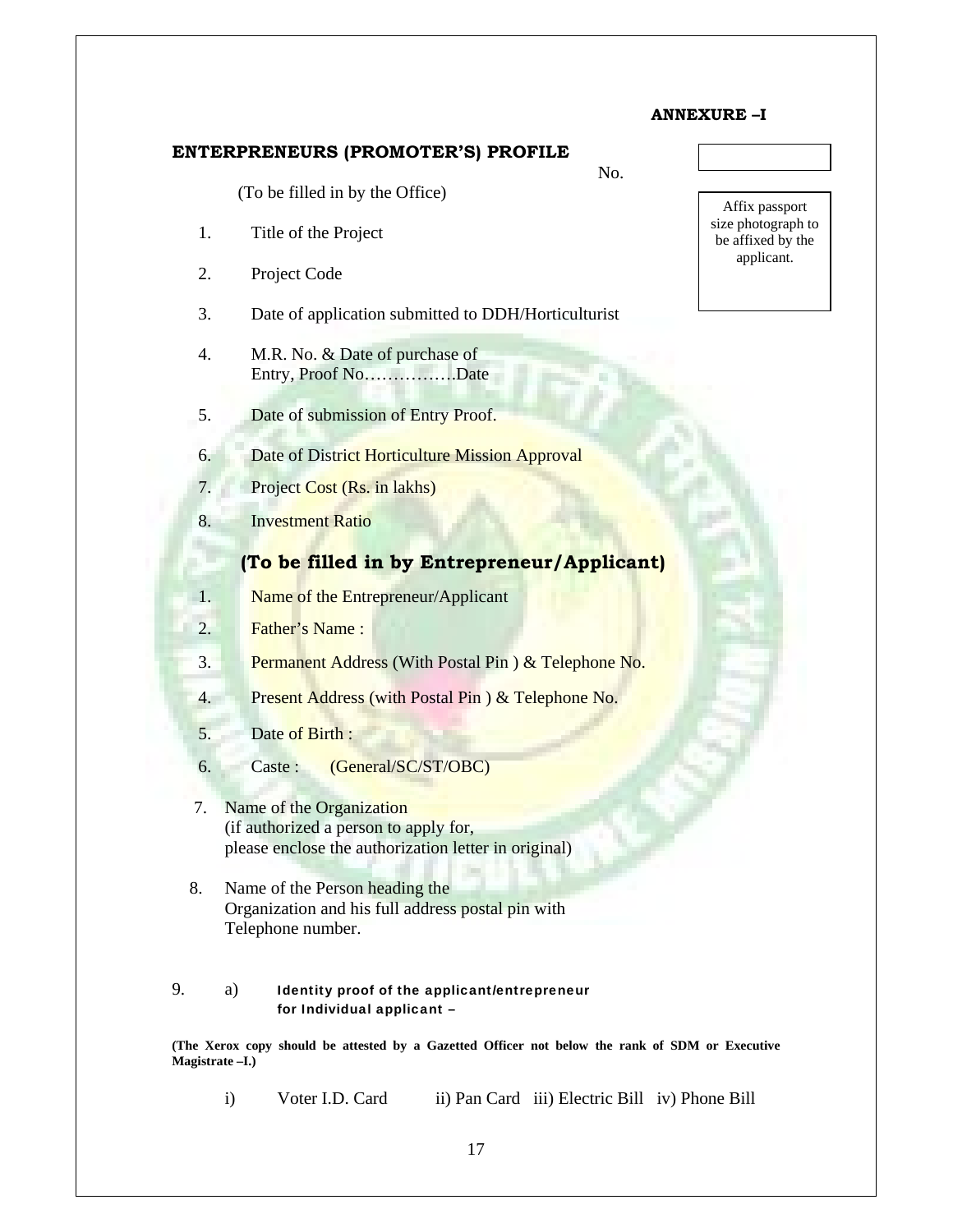**ANNEXURE –I**

**ENTERPRENEURS (PROMOTER'S) PROFILE**

No.

Affix passport size photograph to be affixed by the applicant.

(To be filled in by the Office)

1. Title of the Project
2. Project Code
3. Date of application submitted to DDH/Horticulturist
4. M.R. No. & Date of purchase of Entry, Proof No…………….Date
5. Date of submission of Entry Proof.
6. Date of District Horticulture Mission Approval
7. Project Cost (Rs. in lakhs)
8. Investment Ratio

**(To be filled in by Entrepreneur/Applicant)**

1. Name of the Entrepreneur/Applicant
2. Father's Name :
3. Permanent Address (With Postal Pin ) & Telephone No.
4. Present Address (with Postal Pin ) & Telephone No.
5. Date of Birth :
6. Caste : (General/SC/ST/OBC)
7. Name of the Organization (if authorized a person to apply for, please enclose the authorization letter in original)
8. Name of the Person heading the Organization and his full address postal pin with Telephone number.
9. a) **Identity proof of the applicant/entrepreneur for Individual applicant –**

**(The Xerox copy should be attested by a Gazetted Officer not below the rank of SDM or Executive Magistrate –I.)**

i) Voter I.D. Card ii) Pan Card iii) Electric Bill iv) Phone Bill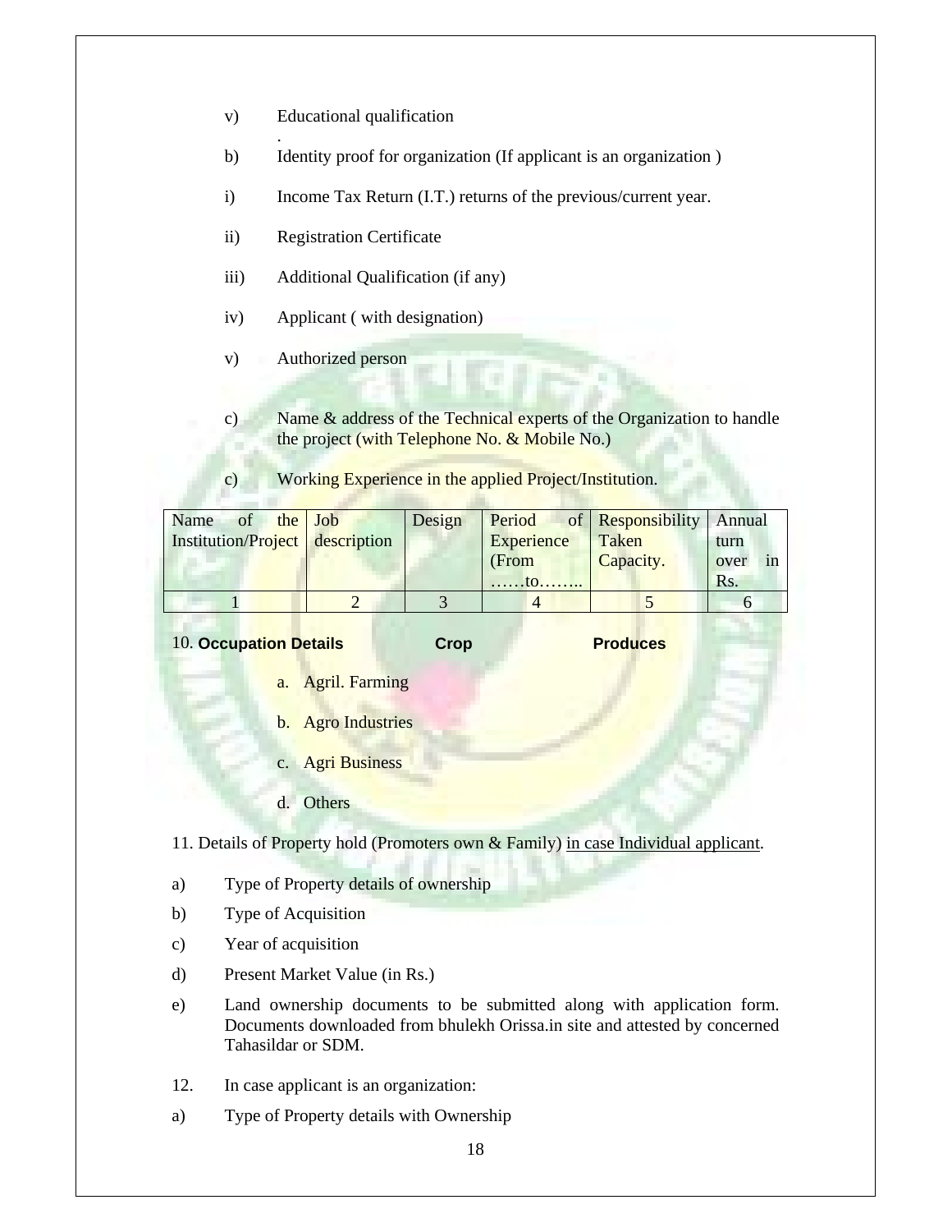v) Educational qualification

.

b) Identity proof for organization (If applicant is an organization )

i) Income Tax Return (I.T.) returns of the previous/current year.

ii) Registration Certificate

iii) Additional Qualification (if any)

iv) Applicant ( with designation)

v) Authorized person

c) Name & address of the Technical experts of the Organization to handle the project (with Telephone No. & Mobile No.)

c) Working Experience in the applied Project/Institution.

| Name of the Institution/Project | Job description | Design | Period of Experience (From ……to…….. | Responsibility Taken Capacity. | Annual turn over in Rs. |
|---|---|---|---|---|---|
| 1 | 2 | 3 | 4 | 5 | 6 |

10. **Occupation Details** **Crop** **Produces**

a. Agril. Farming

b. Agro Industries

c. Agri Business

d. Others

11. Details of Property hold (Promoters own & Family) in case Individual applicant.

a) Type of Property details of ownership

b) Type of Acquisition

c) Year of acquisition

d) Present Market Value (in Rs.)

e) Land ownership documents to be submitted along with application form. Documents downloaded from bhulekh Orissa.in site and attested by concerned Tahasildar or SDM.

12. In case applicant is an organization:

a) Type of Property details with Ownership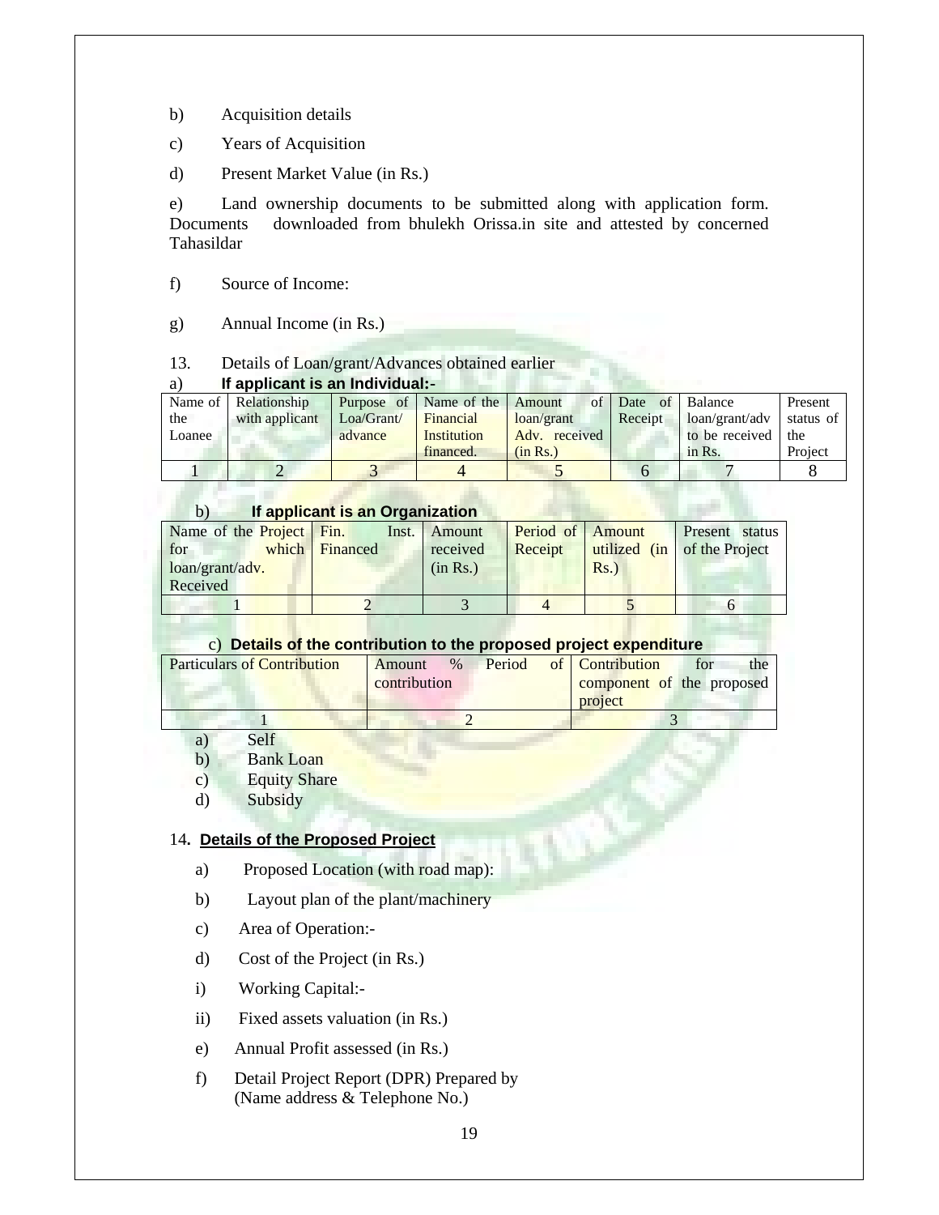b) Acquisition details

c) Years of Acquisition

d) Present Market Value (in Rs.)

e) Land ownership documents to be submitted along with application form. Documents downloaded from bhulekh Orissa.in site and attested by concerned Tahasildar

f) Source of Income:

g) Annual Income (in Rs.)

13. Details of Loan/grant/Advances obtained earlier

a) **If applicant is an Individual:-**

| Name of the Loanee | Relationship with applicant | Purpose of Loa/Grant/ advance | Name of the Financial Institution financed. | Amount of loan/grant Adv. received (in Rs.) | Date of Receipt | Balance loan/grant/adv to be received in Rs. | Present status of the Project |
|---|---|---|---|---|---|---|---|
| 1 | 2 | 3 | 4 | 5 | 6 | 7 | 8 |

b) **If applicant is an Organization**

| Name of the Project for which loan/grant/adv. Received | Fin. Inst. Financed | Amount received (in Rs.) | Period of Receipt | Amount utilized (in Rs.) | Present status of the Project |
|---|---|---|---|---|---|
| 1 | 2 | 3 | 4 | 5 | 6 |

c) **Details of the contribution to the proposed project expenditure**

| Particulars of Contribution | Amount % Period of contribution | Contribution for the component of the proposed project |
|---|---|---|
| 1 | 2 | 3 |

a) Self
b) Bank Loan
c) Equity Share
d) Subsidy

14. **Details of the Proposed Project**

a) Proposed Location (with road map):

b) Layout plan of the plant/machinery

c) Area of Operation:-

d) Cost of the Project (in Rs.)

i) Working Capital:-

ii) Fixed assets valuation (in Rs.)

e) Annual Profit assessed (in Rs.)

f) Detail Project Report (DPR) Prepared by (Name address & Telephone No.)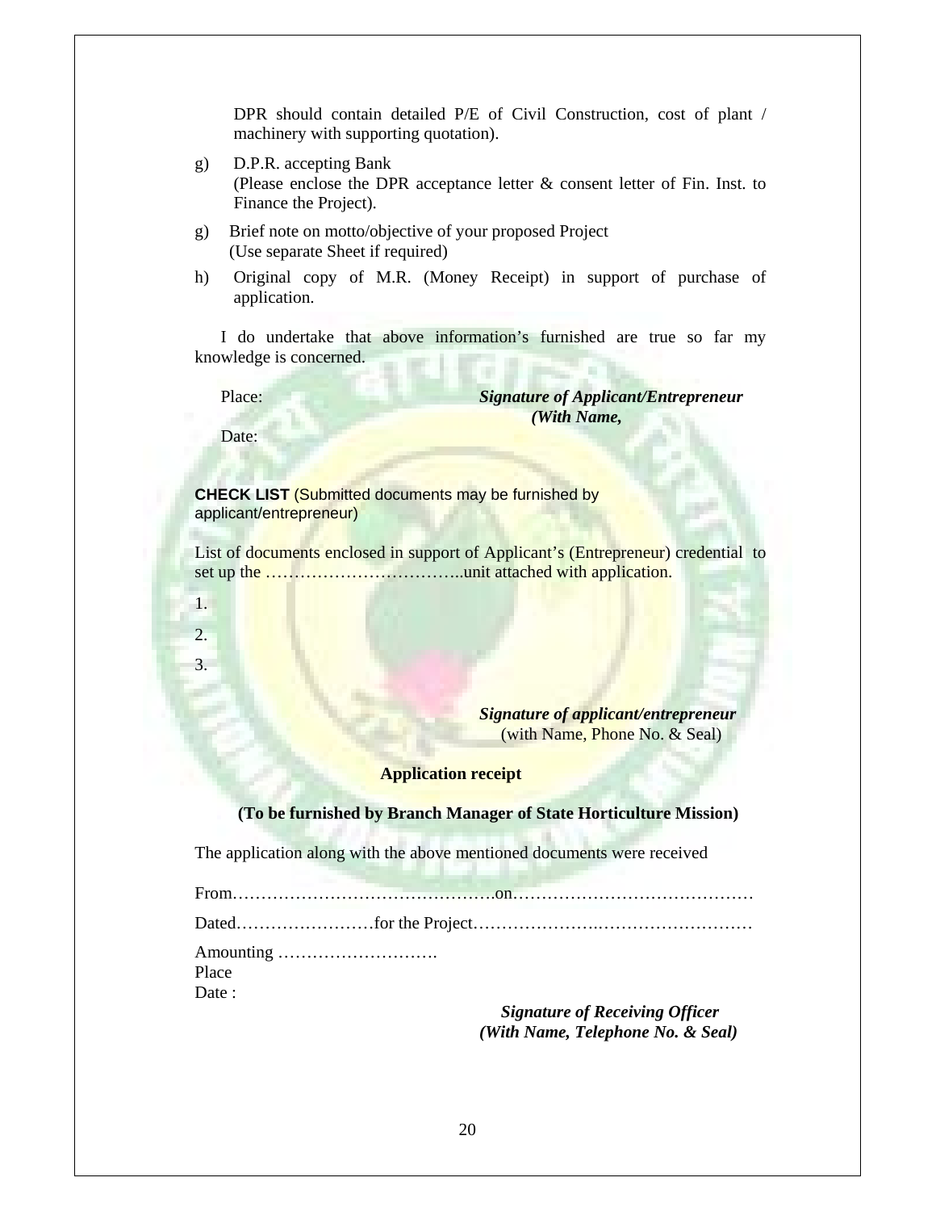DPR should contain detailed P/E of Civil Construction, cost of plant / machinery with supporting quotation).

g) D.P.R. accepting Bank
(Please enclose the DPR acceptance letter & consent letter of Fin. Inst. to Finance the Project).

g) Brief note on motto/objective of your proposed Project
(Use separate Sheet if required)

h) Original copy of M.R. (Money Receipt) in support of purchase of application.

I do undertake that above information's furnished are true so far my knowledge is concerned.

Place: ***Signature of Applicant/Entrepreneur***
***(With Name,***

Date:

**CHECK LIST** (Submitted documents may be furnished by applicant/entrepreneur)

List of documents enclosed in support of Applicant's (Entrepreneur) credential to set up the ……………………………..unit attached with application.

1.

2.

3.

***Signature of applicant/entrepreneur***
(with Name, Phone No. & Seal)

**Application receipt**

**(To be furnished by Branch Manager of State Horticulture Mission)**

The application along with the above mentioned documents were received

From……………………………………….on……………………………………

Dated……………………for the Project………………….………………………

Amounting ……………………….
Place
Date :

***Signature of Receiving Officer***
***(With Name, Telephone No. & Seal)***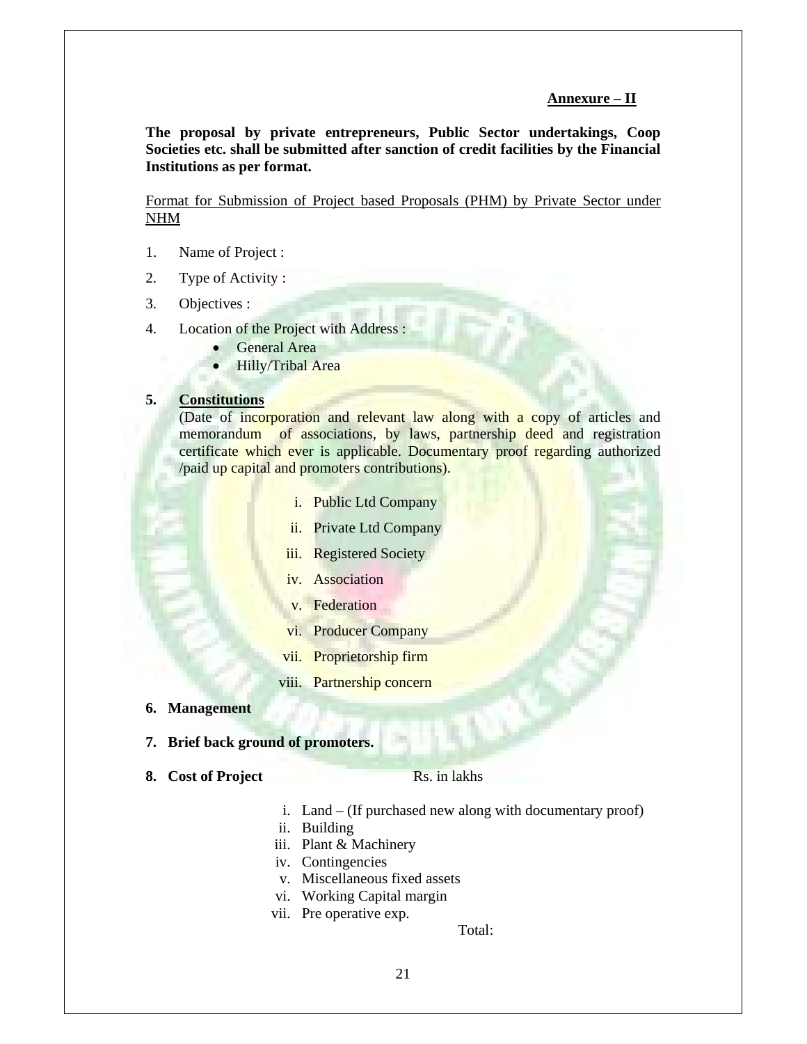**Annexure – II**

**The proposal by private entrepreneurs, Public Sector undertakings, Coop Societies etc. shall be submitted after sanction of credit facilities by the Financial Institutions as per format.**

Format for Submission of Project based Proposals (PHM) by Private Sector under NHM

1. Name of Project :
2. Type of Activity :
3. Objectives :
4. Location of the Project with Address :
   - General Area
   - Hilly/Tribal Area

5. **Constitutions**

   (Date of incorporation and relevant law along with a copy of articles and memorandum of associations, by laws, partnership deed and registration certificate which ever is applicable. Documentary proof regarding authorized /paid up capital and promoters contributions).

   i. Public Ltd Company
   ii. Private Ltd Company
   iii. Registered Society
   iv. Association
   v. Federation
   vi. Producer Company
   vii. Proprietorship firm
   viii. Partnership concern

6. **Management**

7. **Brief back ground of promoters.**

8. **Cost of Project** Rs. in lakhs

   i. Land – (If purchased new along with documentary proof)
   ii. Building
   iii. Plant & Machinery
   iv. Contingencies
   v. Miscellaneous fixed assets
   vi. Working Capital margin
   vii. Pre operative exp.

   Total: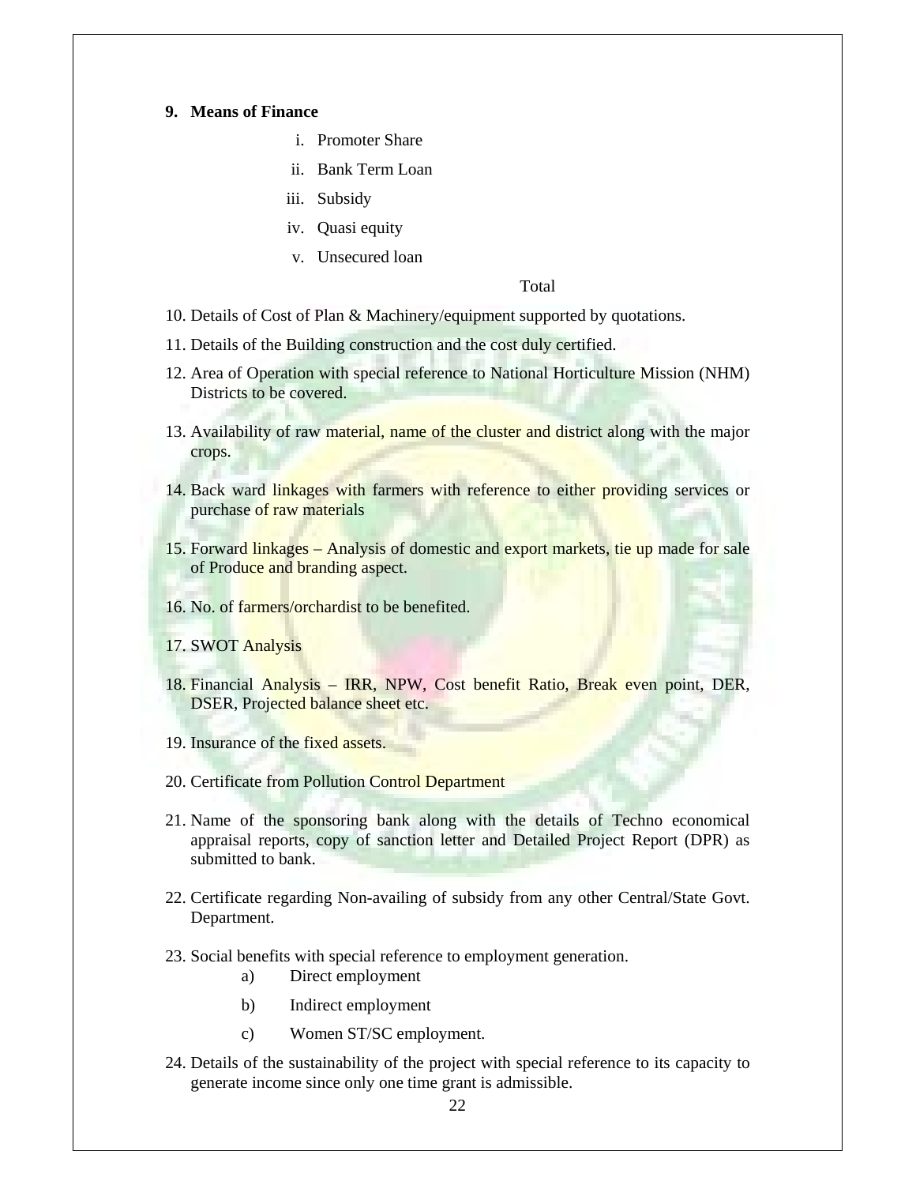9. **Means of Finance**

    i. Promoter Share
    ii. Bank Term Loan
    iii. Subsidy
    iv. Quasi equity
    v. Unsecured loan

    Total

10. Details of Cost of Plan & Machinery/equipment supported by quotations.
11. Details of the Building construction and the cost duly certified.
12. Area of Operation with special reference to National Horticulture Mission (NHM) Districts to be covered.
13. Availability of raw material, name of the cluster and district along with the major crops.
14. Back ward linkages with farmers with reference to either providing services or purchase of raw materials
15. Forward linkages – Analysis of domestic and export markets, tie up made for sale of Produce and branding aspect.
16. No. of farmers/orchardist to be benefited.
17. SWOT Analysis
18. Financial Analysis – IRR, NPW, Cost benefit Ratio, Break even point, DER, DSER, Projected balance sheet etc.
19. Insurance of the fixed assets.
20. Certificate from Pollution Control Department
21. Name of the sponsoring bank along with the details of Techno economical appraisal reports, copy of sanction letter and Detailed Project Report (DPR) as submitted to bank.
22. Certificate regarding Non-availing of subsidy from any other Central/State Govt. Department.
23. Social benefits with special reference to employment generation.
    a) Direct employment
    b) Indirect employment
    c) Women ST/SC employment.
24. Details of the sustainability of the project with special reference to its capacity to generate income since only one time grant is admissible.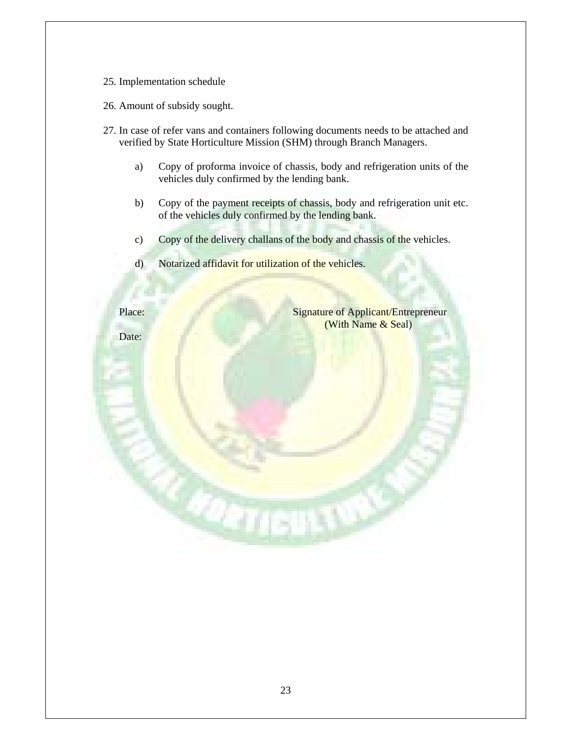25. Implementation schedule

26. Amount of subsidy sought.

27. In case of refer vans and containers following documents needs to be attached and verified by State Horticulture Mission (SHM) through Branch Managers.

    a) Copy of proforma invoice of chassis, body and refrigeration units of the vehicles duly confirmed by the lending bank.

    b) Copy of the payment receipts of chassis, body and refrigeration unit etc. of the vehicles duly confirmed by the lending bank.

    c) Copy of the delivery challans of the body and chassis of the vehicles.

    d) Notarized affidavit for utilization of the vehicles.

Place:

Date:

Signature of Applicant/Entrepreneur
(With Name & Seal)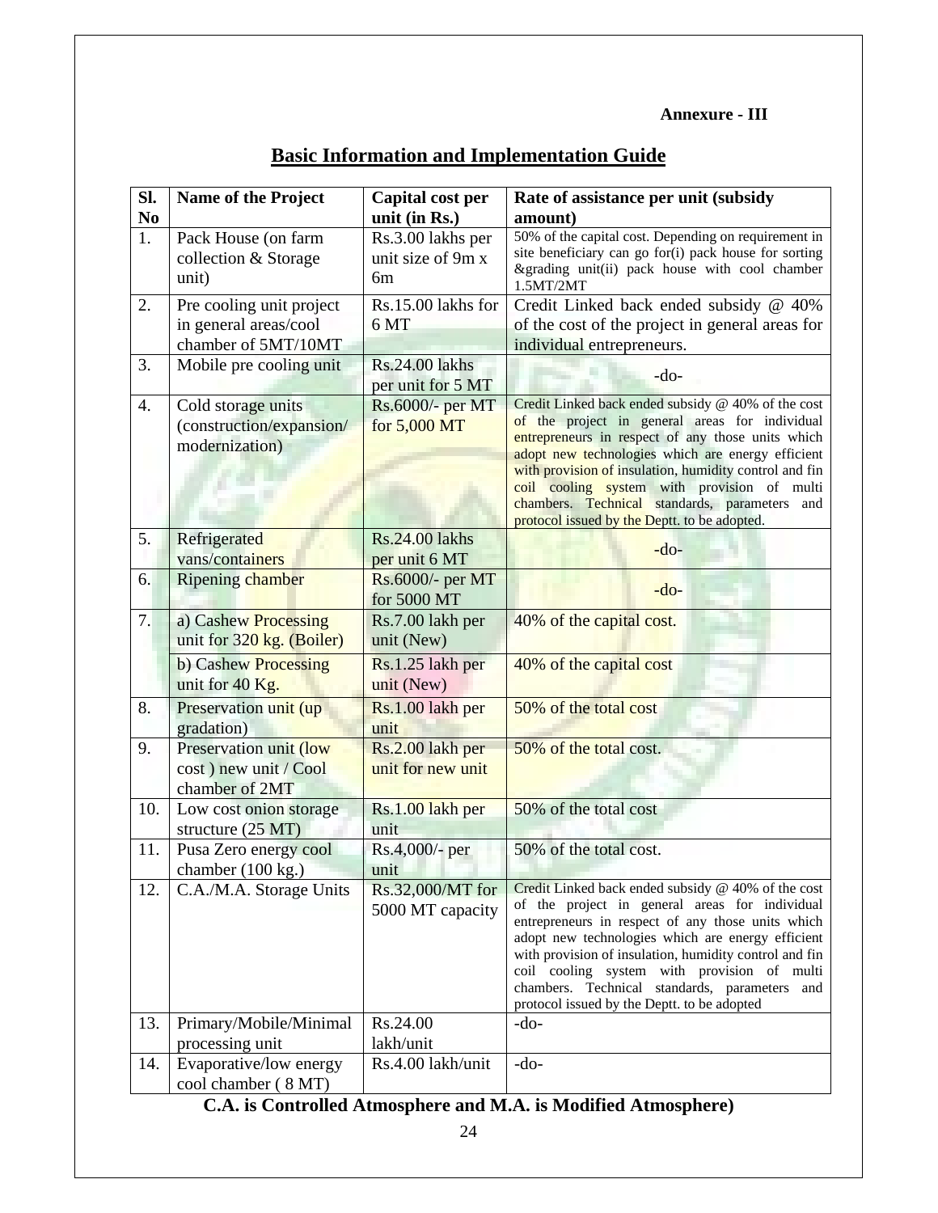**Annexure - III**

# Basic Information and Implementation Guide

| Sl. No | Name of the Project | Capital cost per unit (in Rs.) | Rate of assistance per unit (subsidy amount) |
|---|---|---|---|
| 1. | Pack House (on farm collection & Storage unit) | Rs.3.00 lakhs per unit size of 9m x 6m | 50% of the capital cost. Depending on requirement in site beneficiary can go for(i) pack house for sorting &grading unit(ii) pack house with cool chamber 1.5MT/2MT |
| 2. | Pre cooling unit project in general areas/cool chamber of 5MT/10MT | Rs.15.00 lakhs for 6 MT | Credit Linked back ended subsidy @ 40% of the cost of the project in general areas for individual entrepreneurs. |
| 3. | Mobile pre cooling unit | Rs.24.00 lakhs per unit for 5 MT | -do- |
| 4. | Cold storage units (construction/expansion/ modernization) | Rs.6000/- per MT for 5,000 MT | Credit Linked back ended subsidy @ 40% of the cost of the project in general areas for individual entrepreneurs in respect of any those units which adopt new technologies which are energy efficient with provision of insulation, humidity control and fin coil cooling system with provision of multi chambers. Technical standards, parameters and protocol issued by the Deptt. to be adopted. |
| 5. | Refrigerated vans/containers | Rs.24.00 lakhs per unit 6 MT | -do- |
| 6. | Ripening chamber | Rs.6000/- per MT for 5000 MT | -do- |
| 7. | a) Cashew Processing unit for 320 kg. (Boiler) | Rs.7.00 lakh per unit (New) | 40% of the capital cost. |
| | b) Cashew Processing unit for 40 Kg. | Rs.1.25 lakh per unit (New) | 40% of the capital cost |
| 8. | Preservation unit (up gradation) | Rs.1.00 lakh per unit | 50% of the total cost |
| 9. | Preservation unit (low cost ) new unit / Cool chamber of 2MT | Rs.2.00 lakh per unit for new unit | 50% of the total cost. |
| 10. | Low cost onion storage structure (25 MT) | Rs.1.00 lakh per unit | 50% of the total cost |
| 11. | Pusa Zero energy cool chamber (100 kg.) | Rs.4,000/- per unit | 50% of the total cost. |
| 12. | C.A./M.A. Storage Units | Rs.32,000/MT for 5000 MT capacity | Credit Linked back ended subsidy @ 40% of the cost of the project in general areas for individual entrepreneurs in respect of any those units which adopt new technologies which are energy efficient with provision of insulation, humidity control and fin coil cooling system with provision of multi chambers. Technical standards, parameters and protocol issued by the Deptt. to be adopted |
| 13. | Primary/Mobile/Minimal processing unit | Rs.24.00 lakh/unit | -do- |
| 14. | Evaporative/low energy cool chamber ( 8 MT) | Rs.4.00 lakh/unit | -do- |

**C.A. is Controlled Atmosphere and M.A. is Modified Atmosphere)**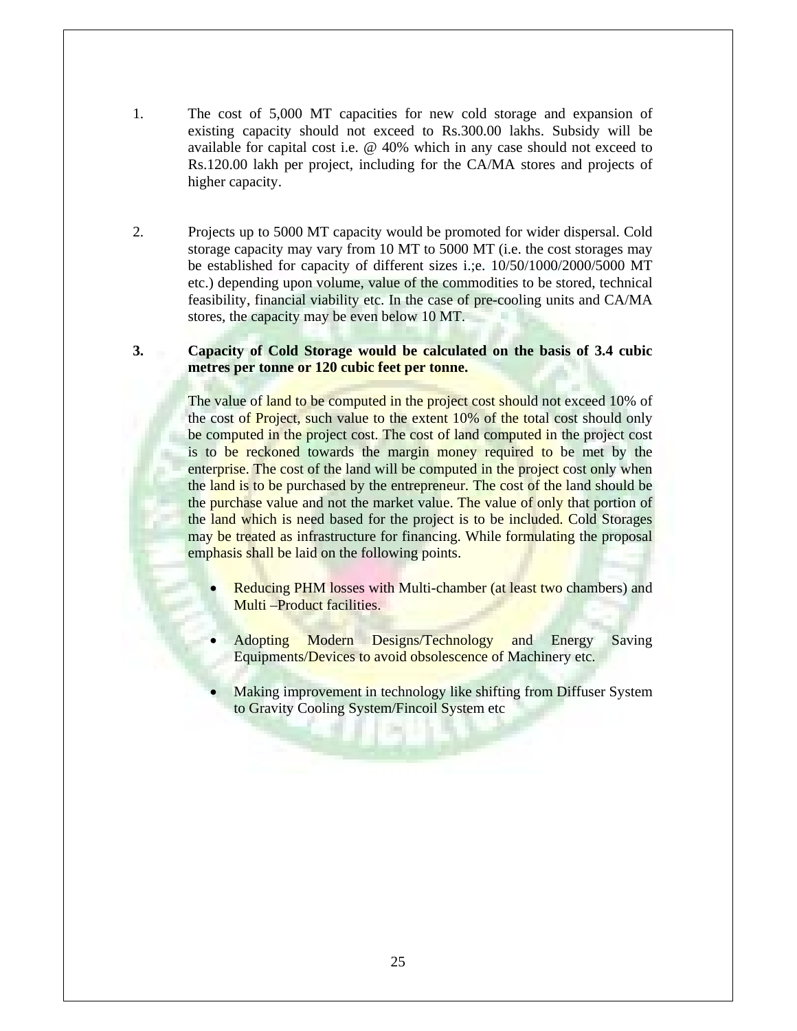1. The cost of 5,000 MT capacities for new cold storage and expansion of existing capacity should not exceed to Rs.300.00 lakhs. Subsidy will be available for capital cost i.e. @ 40% which in any case should not exceed to Rs.120.00 lakh per project, including for the CA/MA stores and projects of higher capacity.

2. Projects up to 5000 MT capacity would be promoted for wider dispersal. Cold storage capacity may vary from 10 MT to 5000 MT (i.e. the cost storages may be established for capacity of different sizes i.;e. 10/50/1000/2000/5000 MT etc.) depending upon volume, value of the commodities to be stored, technical feasibility, financial viability etc. In the case of pre-cooling units and CA/MA stores, the capacity may be even below 10 MT.

3. **Capacity of Cold Storage would be calculated on the basis of 3.4 cubic metres per tonne or 120 cubic feet per tonne.**

   The value of land to be computed in the project cost should not exceed 10% of the cost of Project, such value to the extent 10% of the total cost should only be computed in the project cost. The cost of land computed in the project cost is to be reckoned towards the margin money required to be met by the enterprise. The cost of the land will be computed in the project cost only when the land is to be purchased by the entrepreneur. The cost of the land should be the purchase value and not the market value. The value of only that portion of the land which is need based for the project is to be included. Cold Storages may be treated as infrastructure for financing. While formulating the proposal emphasis shall be laid on the following points.

   - Reducing PHM losses with Multi-chamber (at least two chambers) and Multi –Product facilities.
   - Adopting Modern Designs/Technology and Energy Saving Equipments/Devices to avoid obsolescence of Machinery etc.
   - Making improvement in technology like shifting from Diffuser System to Gravity Cooling System/Fincoil System etc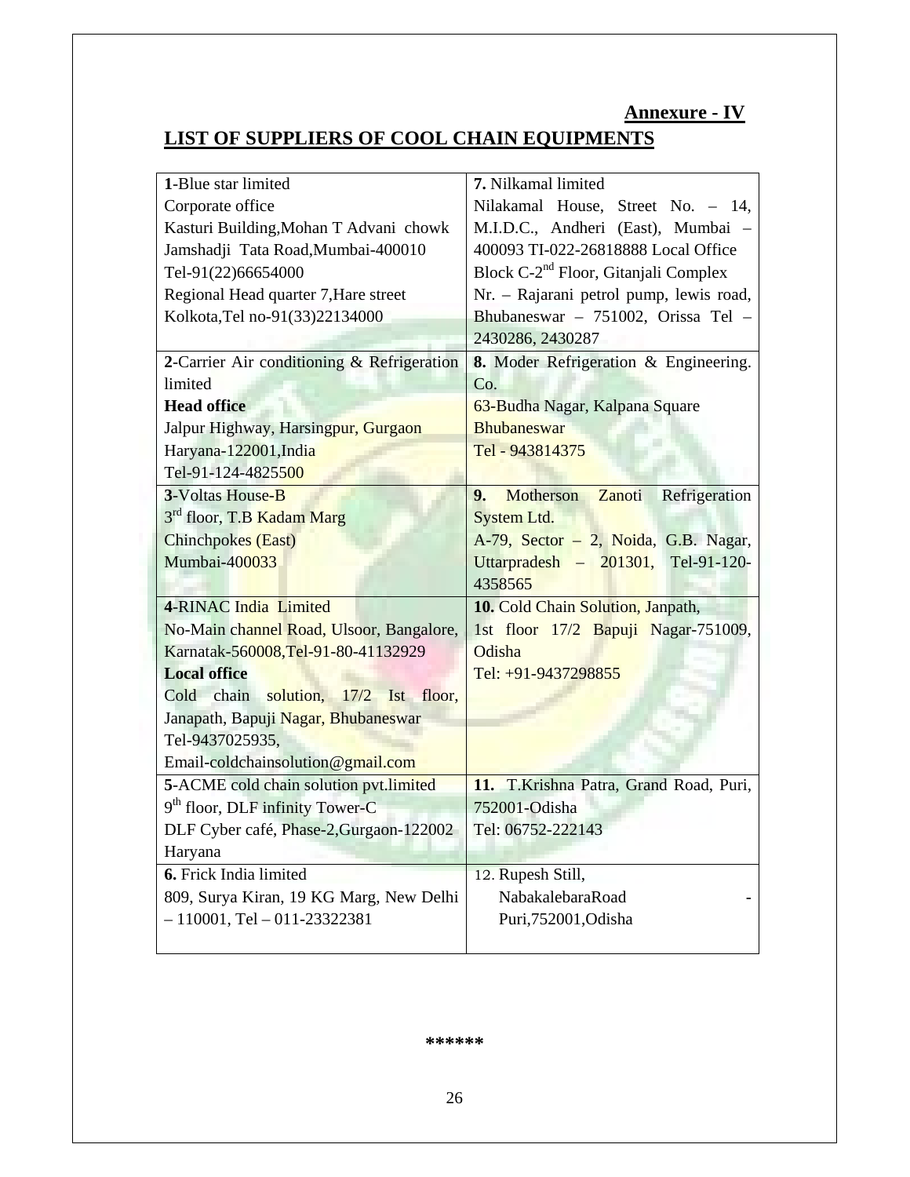**Annexure - IV**

## LIST OF SUPPLIERS OF COOL CHAIN EQUIPMENTS

| | |
|---|---|
| **1**-Blue star limited<br>Corporate office<br>Kasturi Building,Mohan T Advani chowk<br>Jamshadji Tata Road,Mumbai-400010<br>Tel-91(22)66654000<br>Regional Head quarter 7,Hare street<br>Kolkota,Tel no-91(33)22134000 | **7.** Nilkamal limited<br>Nilakamal House, Street No. – 14, M.I.D.C., Andheri (East), Mumbai – 400093 TI-022-26818888 Local Office Block C-2nd Floor, Gitanjali Complex Nr. – Rajarani petrol pump, lewis road, Bhubaneswar – 751002, Orissa Tel – 2430286, 2430287 |
| **2**-Carrier Air conditioning & Refrigeration limited<br>**Head office**<br>Jalpur Highway, Harsingpur, Gurgaon<br>Haryana-122001,India<br>Tel-91-124-4825500 | **8.** Moder Refrigeration & Engineering. Co.<br>63-Budha Nagar, Kalpana Square<br>Bhubaneswar<br>Tel - 943814375 |
| **3**-Voltas House-B<br>3rd floor, T.B Kadam Marg<br>Chinchpokes (East)<br>Mumbai-400033 | **9.** Motherson Zanoti Refrigeration System Ltd.<br>A-79, Sector – 2, Noida, G.B. Nagar, Uttarpradesh – 201301, Tel-91-120-4358565 |
| **4**-RINAC India Limited<br>No-Main channel Road, Ulsoor, Bangalore, Karnatak-560008,Tel-91-80-41132929<br>**Local office**<br>Cold chain solution, 17/2 Ist floor, Janapath, Bapuji Nagar, Bhubaneswar<br>Tel-9437025935,<br>Email-coldchainsolution@gmail.com | **10.** Cold Chain Solution, Janpath,<br>1st floor 17/2 Bapuji Nagar-751009, Odisha<br>Tel: +91-9437298855 |
| **5**-ACME cold chain solution pvt.limited<br>9th floor, DLF infinity Tower-C<br>DLF Cyber café, Phase-2,Gurgaon-122002<br>Haryana | **11.** T.Krishna Patra, Grand Road, Puri, 752001-Odisha<br>Tel: 06752-222143 |
| **6.** Frick India limited<br>809, Surya Kiran, 19 KG Marg, New Delhi – 110001, Tel – 011-23322381 | 12. Rupesh Still,<br>NabakalebaraRoad -<br>Puri,752001,Odisha |

******